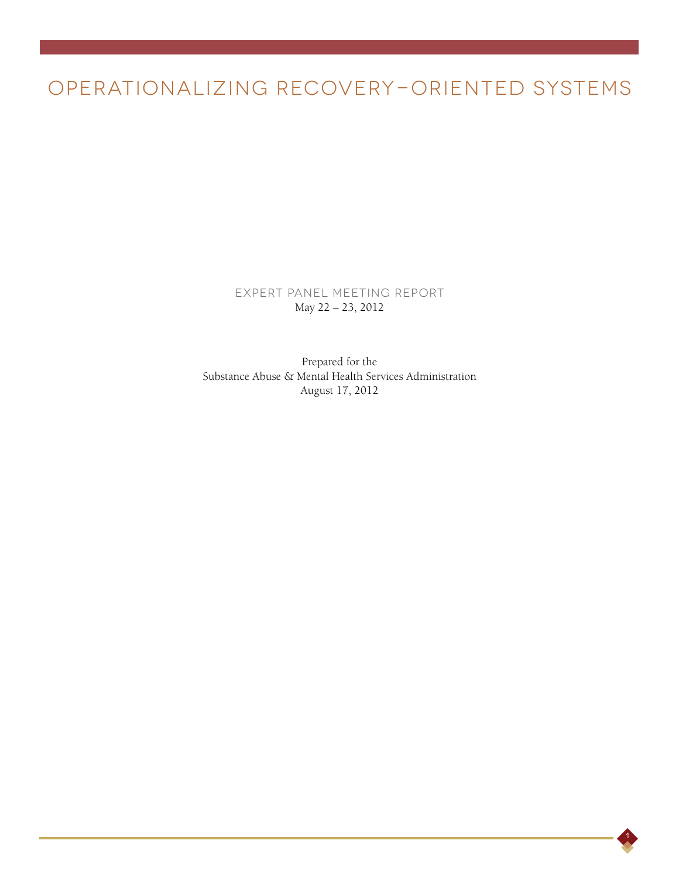# OPERATIONALIZING RECOVERY-ORIENTED SYSTEMS

EXPERT PANEL MEETING REPORT

May 22 – 23, 2012

Prepared for the

Substance Abuse & Mental Health Services Administration

August 17, 2012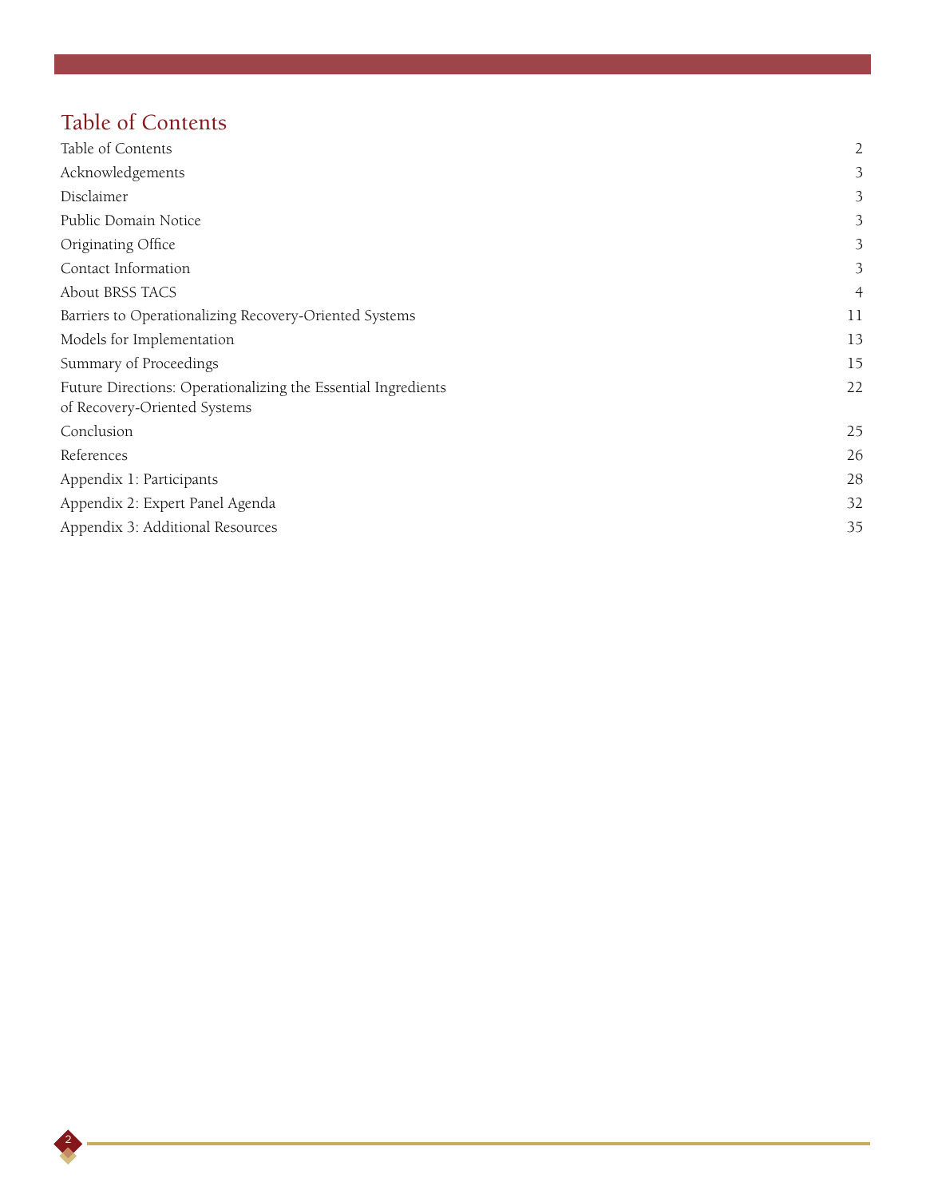# Table of Contents

| | |
|---|---|
| Table of Contents | 2 |
| Acknowledgements | 3 |
| Disclaimer | 3 |
| Public Domain Notice | 3 |
| Originating Office | 3 |
| Contact Information | 3 |
| About BRSS TACS | 4 |
| Barriers to Operationalizing Recovery-Oriented Systems | 11 |
| Models for Implementation | 13 |
| Summary of Proceedings | 15 |
| Future Directions: Operationalizing the Essential Ingredients of Recovery-Oriented Systems | 22 |
| Conclusion | 25 |
| References | 26 |
| Appendix 1: Participants | 28 |
| Appendix 2: Expert Panel Agenda | 32 |
| Appendix 3: Additional Resources | 35 |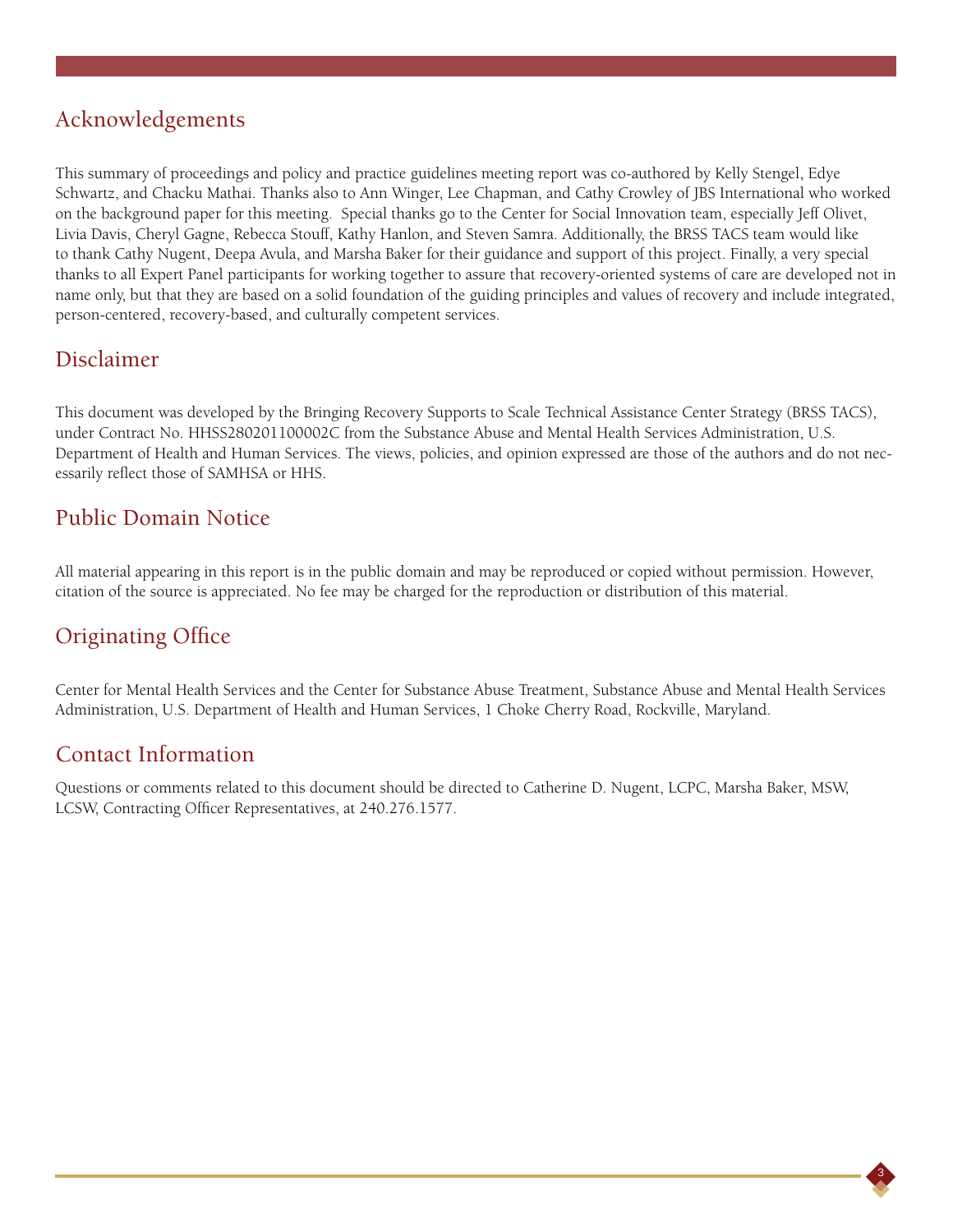## Acknowledgements

This summary of proceedings and policy and practice guidelines meeting report was co-authored by Kelly Stengel, Edye Schwartz, and Chacku Mathai. Thanks also to Ann Winger, Lee Chapman, and Cathy Crowley of JBS International who worked on the background paper for this meeting. Special thanks go to the Center for Social Innovation team, especially Jeff Olivet, Livia Davis, Cheryl Gagne, Rebecca Stouff, Kathy Hanlon, and Steven Samra. Additionally, the BRSS TACS team would like to thank Cathy Nugent, Deepa Avula, and Marsha Baker for their guidance and support of this project. Finally, a very special thanks to all Expert Panel participants for working together to assure that recovery-oriented systems of care are developed not in name only, but that they are based on a solid foundation of the guiding principles and values of recovery and include integrated, person-centered, recovery-based, and culturally competent services.

## Disclaimer

This document was developed by the Bringing Recovery Supports to Scale Technical Assistance Center Strategy (BRSS TACS), under Contract No. HHSS280201100002C from the Substance Abuse and Mental Health Services Administration, U.S. Department of Health and Human Services. The views, policies, and opinion expressed are those of the authors and do not necessarily reflect those of SAMHSA or HHS.

## Public Domain Notice

All material appearing in this report is in the public domain and may be reproduced or copied without permission. However, citation of the source is appreciated. No fee may be charged for the reproduction or distribution of this material.

## Originating Office

Center for Mental Health Services and the Center for Substance Abuse Treatment, Substance Abuse and Mental Health Services Administration, U.S. Department of Health and Human Services, 1 Choke Cherry Road, Rockville, Maryland.

## Contact Information

Questions or comments related to this document should be directed to Catherine D. Nugent, LCPC, Marsha Baker, MSW, LCSW, Contracting Officer Representatives, at 240.276.1577.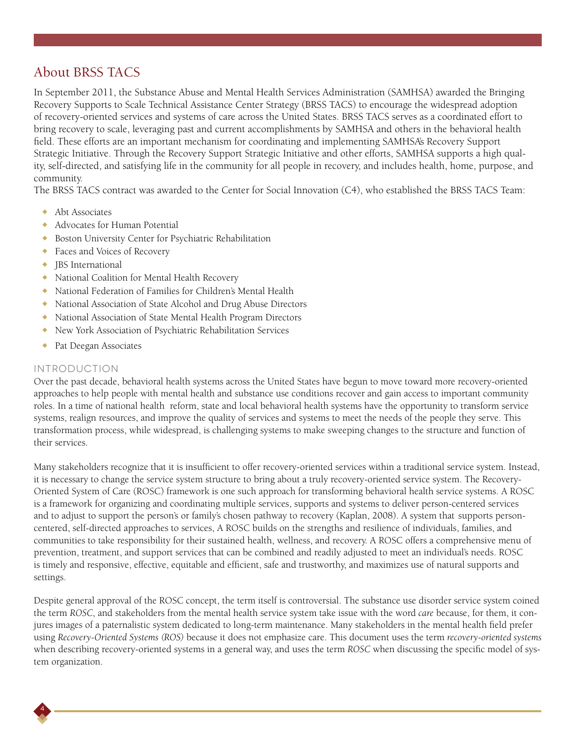## About BRSS TACS

In September 2011, the Substance Abuse and Mental Health Services Administration (SAMHSA) awarded the Bringing Recovery Supports to Scale Technical Assistance Center Strategy (BRSS TACS) to encourage the widespread adoption of recovery-oriented services and systems of care across the United States. BRSS TACS serves as a coordinated effort to bring recovery to scale, leveraging past and current accomplishments by SAMHSA and others in the behavioral health field. These efforts are an important mechanism for coordinating and implementing SAMHSA's Recovery Support Strategic Initiative. Through the Recovery Support Strategic Initiative and other efforts, SAMHSA supports a high quality, self-directed, and satisfying life in the community for all people in recovery, and includes health, home, purpose, and community.

The BRSS TACS contract was awarded to the Center for Social Innovation (C4), who established the BRSS TACS Team:

- Abt Associates
- Advocates for Human Potential
- Boston University Center for Psychiatric Rehabilitation
- Faces and Voices of Recovery
- JBS International
- National Coalition for Mental Health Recovery
- National Federation of Families for Children's Mental Health
- National Association of State Alcohol and Drug Abuse Directors
- National Association of State Mental Health Program Directors
- New York Association of Psychiatric Rehabilitation Services
- Pat Deegan Associates

### INTRODUCTION

Over the past decade, behavioral health systems across the United States have begun to move toward more recovery-oriented approaches to help people with mental health and substance use conditions recover and gain access to important community roles. In a time of national health reform, state and local behavioral health systems have the opportunity to transform service systems, realign resources, and improve the quality of services and systems to meet the needs of the people they serve. This transformation process, while widespread, is challenging systems to make sweeping changes to the structure and function of their services.

Many stakeholders recognize that it is insufficient to offer recovery-oriented services within a traditional service system. Instead, it is necessary to change the service system structure to bring about a truly recovery-oriented service system. The Recovery-Oriented System of Care (ROSC) framework is one such approach for transforming behavioral health service systems. A ROSC is a framework for organizing and coordinating multiple services, supports and systems to deliver person-centered services and to adjust to support the person's or family's chosen pathway to recovery (Kaplan, 2008). A system that supports person-centered, self-directed approaches to services, A ROSC builds on the strengths and resilience of individuals, families, and communities to take responsibility for their sustained health, wellness, and recovery. A ROSC offers a comprehensive menu of prevention, treatment, and support services that can be combined and readily adjusted to meet an individual's needs. ROSC is timely and responsive, effective, equitable and efficient, safe and trustworthy, and maximizes use of natural supports and settings.

Despite general approval of the ROSC concept, the term itself is controversial. The substance use disorder service system coined the term *ROSC*, and stakeholders from the mental health service system take issue with the word *care* because, for them, it conjures images of a paternalistic system dedicated to long-term maintenance. Many stakeholders in the mental health field prefer using *Recovery-Oriented Systems (ROS)* because it does not emphasize care. This document uses the term *recovery-oriented systems* when describing recovery-oriented systems in a general way, and uses the term *ROSC* when discussing the specific model of system organization.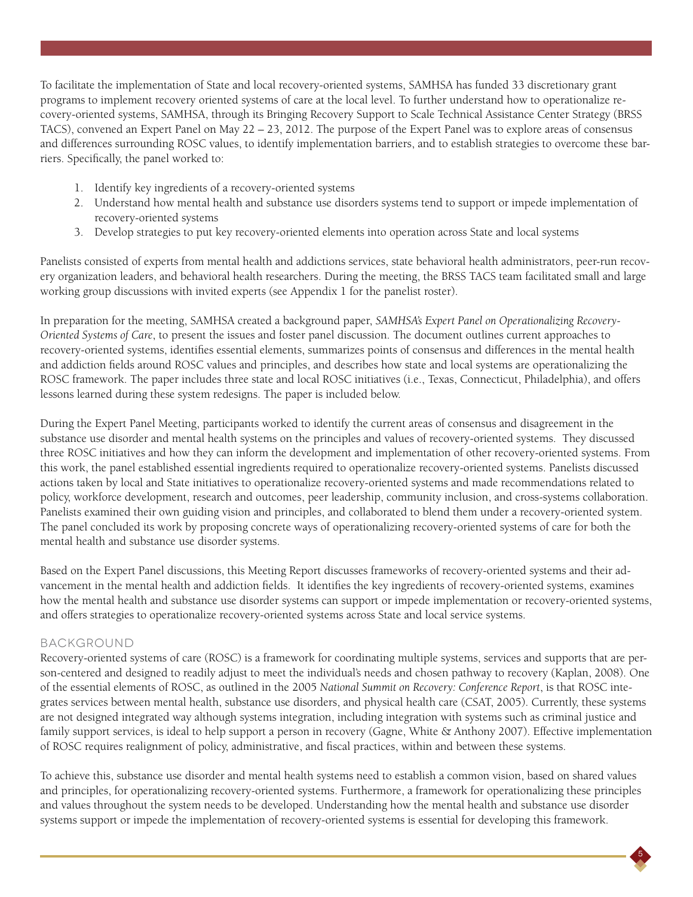To facilitate the implementation of State and local recovery-oriented systems, SAMHSA has funded 33 discretionary grant programs to implement recovery oriented systems of care at the local level. To further understand how to operationalize recovery-oriented systems, SAMHSA, through its Bringing Recovery Support to Scale Technical Assistance Center Strategy (BRSS TACS), convened an Expert Panel on May 22 – 23, 2012. The purpose of the Expert Panel was to explore areas of consensus and differences surrounding ROSC values, to identify implementation barriers, and to establish strategies to overcome these barriers. Specifically, the panel worked to:

1. Identify key ingredients of a recovery-oriented systems
2. Understand how mental health and substance use disorders systems tend to support or impede implementation of recovery-oriented systems
3. Develop strategies to put key recovery-oriented elements into operation across State and local systems

Panelists consisted of experts from mental health and addictions services, state behavioral health administrators, peer-run recovery organization leaders, and behavioral health researchers. During the meeting, the BRSS TACS team facilitated small and large working group discussions with invited experts (see Appendix 1 for the panelist roster).

In preparation for the meeting, SAMHSA created a background paper, *SAMHSA's Expert Panel on Operationalizing Recovery-Oriented Systems of Care*, to present the issues and foster panel discussion. The document outlines current approaches to recovery-oriented systems, identifies essential elements, summarizes points of consensus and differences in the mental health and addiction fields around ROSC values and principles, and describes how state and local systems are operationalizing the ROSC framework. The paper includes three state and local ROSC initiatives (i.e., Texas, Connecticut, Philadelphia), and offers lessons learned during these system redesigns. The paper is included below.

During the Expert Panel Meeting, participants worked to identify the current areas of consensus and disagreement in the substance use disorder and mental health systems on the principles and values of recovery-oriented systems. They discussed three ROSC initiatives and how they can inform the development and implementation of other recovery-oriented systems. From this work, the panel established essential ingredients required to operationalize recovery-oriented systems. Panelists discussed actions taken by local and State initiatives to operationalize recovery-oriented systems and made recommendations related to policy, workforce development, research and outcomes, peer leadership, community inclusion, and cross-systems collaboration. Panelists examined their own guiding vision and principles, and collaborated to blend them under a recovery-oriented system. The panel concluded its work by proposing concrete ways of operationalizing recovery-oriented systems of care for both the mental health and substance use disorder systems.

Based on the Expert Panel discussions, this Meeting Report discusses frameworks of recovery-oriented systems and their advancement in the mental health and addiction fields. It identifies the key ingredients of recovery-oriented systems, examines how the mental health and substance use disorder systems can support or impede implementation or recovery-oriented systems, and offers strategies to operationalize recovery-oriented systems across State and local service systems.

## BACKGROUND

Recovery-oriented systems of care (ROSC) is a framework for coordinating multiple systems, services and supports that are person-centered and designed to readily adjust to meet the individual's needs and chosen pathway to recovery (Kaplan, 2008). One of the essential elements of ROSC, as outlined in the 2005 *National Summit on Recovery: Conference Report*, is that ROSC integrates services between mental health, substance use disorders, and physical health care (CSAT, 2005). Currently, these systems are not designed integrated way although systems integration, including integration with systems such as criminal justice and family support services, is ideal to help support a person in recovery (Gagne, White & Anthony 2007). Effective implementation of ROSC requires realignment of policy, administrative, and fiscal practices, within and between these systems.

To achieve this, substance use disorder and mental health systems need to establish a common vision, based on shared values and principles, for operationalizing recovery-oriented systems. Furthermore, a framework for operationalizing these principles and values throughout the system needs to be developed. Understanding how the mental health and substance use disorder systems support or impede the implementation of recovery-oriented systems is essential for developing this framework.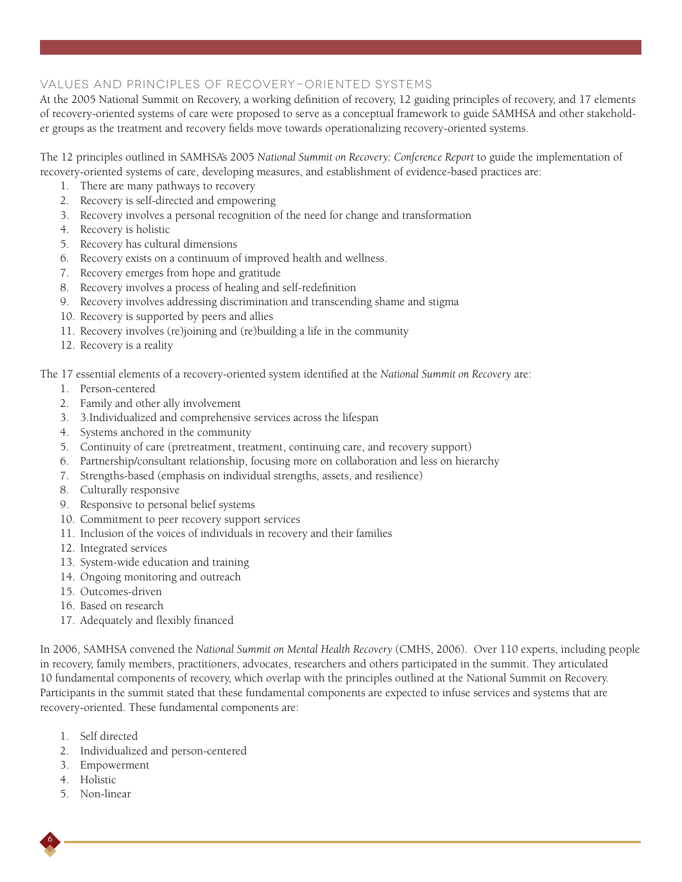## Values and Principles of Recovery–Oriented Systems

At the 2005 National Summit on Recovery, a working definition of recovery, 12 guiding principles of recovery, and 17 elements of recovery-oriented systems of care were proposed to serve as a conceptual framework to guide SAMHSA and other stakeholder groups as the treatment and recovery fields move towards operationalizing recovery-oriented systems.

The 12 principles outlined in SAMHSA's 2005 *National Summit on Recovery: Conference Report* to guide the implementation of recovery-oriented systems of care, developing measures, and establishment of evidence-based practices are:

1. There are many pathways to recovery
2. Recovery is self-directed and empowering
3. Recovery involves a personal recognition of the need for change and transformation
4. Recovery is holistic
5. Recovery has cultural dimensions
6. Recovery exists on a continuum of improved health and wellness.
7. Recovery emerges from hope and gratitude
8. Recovery involves a process of healing and self-redefinition
9. Recovery involves addressing discrimination and transcending shame and stigma
10. Recovery is supported by peers and allies
11. Recovery involves (re)joining and (re)building a life in the community
12. Recovery is a reality

The 17 essential elements of a recovery-oriented system identified at the *National Summit on Recovery* are:

1. Person-centered
2. Family and other ally involvement
3. 3.Individualized and comprehensive services across the lifespan
4. Systems anchored in the community
5. Continuity of care (pretreatment, treatment, continuing care, and recovery support)
6. Partnership/consultant relationship, focusing more on collaboration and less on hierarchy
7. Strengths-based (emphasis on individual strengths, assets, and resilience)
8. Culturally responsive
9. Responsive to personal belief systems
10. Commitment to peer recovery support services
11. Inclusion of the voices of individuals in recovery and their families
12. Integrated services
13. System-wide education and training
14. Ongoing monitoring and outreach
15. Outcomes-driven
16. Based on research
17. Adequately and flexibly financed

In 2006, SAMHSA convened the *National Summit on Mental Health Recovery* (CMHS, 2006). Over 110 experts, including people in recovery, family members, practitioners, advocates, researchers and others participated in the summit. They articulated 10 fundamental components of recovery, which overlap with the principles outlined at the National Summit on Recovery. Participants in the summit stated that these fundamental components are expected to infuse services and systems that are recovery-oriented. These fundamental components are:

1. Self directed
2. Individualized and person-centered
3. Empowerment
4. Holistic
5. Non-linear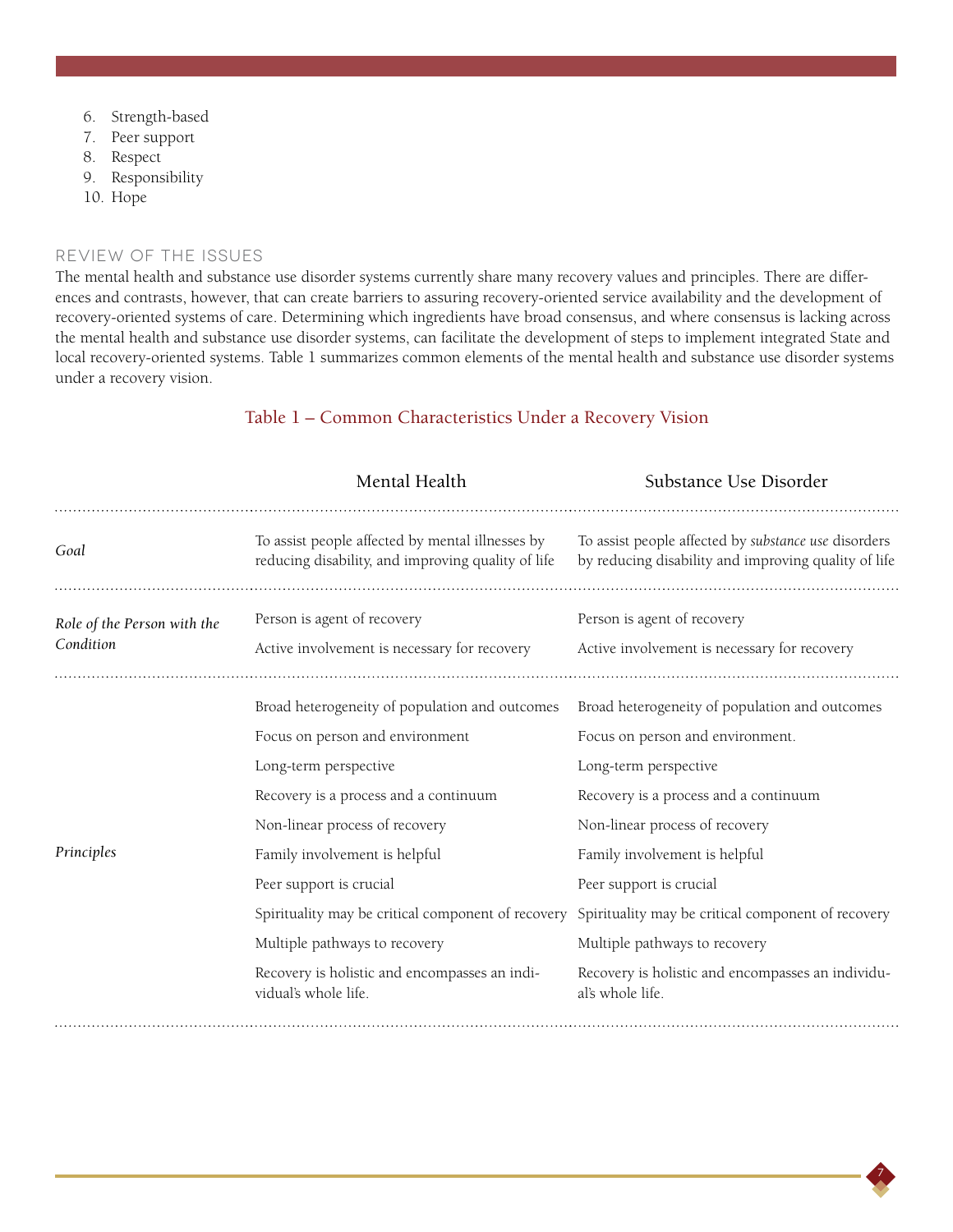6. Strength-based
7. Peer support
8. Respect
9. Responsibility
10. Hope

## REVIEW OF THE ISSUES

The mental health and substance use disorder systems currently share many recovery values and principles. There are differences and contrasts, however, that can create barriers to assuring recovery-oriented service availability and the development of recovery-oriented systems of care. Determining which ingredients have broad consensus, and where consensus is lacking across the mental health and substance use disorder systems, can facilitate the development of steps to implement integrated State and local recovery-oriented systems. Table 1 summarizes common elements of the mental health and substance use disorder systems under a recovery vision.

### Table 1 – Common Characteristics Under a Recovery Vision

| | Mental Health | Substance Use Disorder |
|---|---|---|
| *Goal* | To assist people affected by mental illnesses by reducing disability, and improving quality of life | To assist people affected by *substance use* disorders by reducing disability and improving quality of life |
| *Role of the Person with the Condition* | Person is agent of recovery<br>Active involvement is necessary for recovery | Person is agent of recovery<br>Active involvement is necessary for recovery |
| *Principles* | Broad heterogeneity of population and outcomes<br>Focus on person and environment<br>Long-term perspective<br>Recovery is a process and a continuum<br>Non-linear process of recovery<br>Family involvement is helpful<br>Peer support is crucial<br>Spirituality may be critical component of recovery<br>Multiple pathways to recovery<br>Recovery is holistic and encompasses an individual's whole life. | Broad heterogeneity of population and outcomes<br>Focus on person and environment.<br>Long-term perspective<br>Recovery is a process and a continuum<br>Non-linear process of recovery<br>Family involvement is helpful<br>Peer support is crucial<br>Spirituality may be critical component of recovery<br>Multiple pathways to recovery<br>Recovery is holistic and encompasses an individual's whole life. |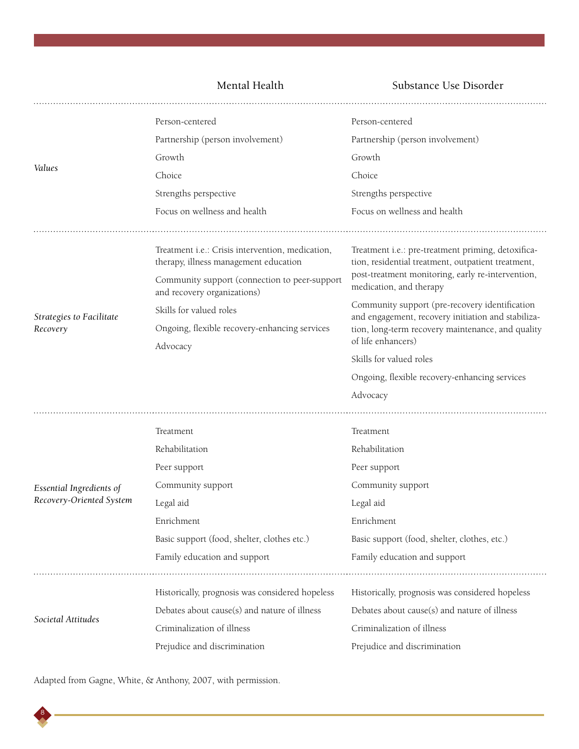| | Mental Health | Substance Use Disorder |
|---|---|---|
| *Values* | Person-centered<br>Partnership (person involvement)<br>Growth<br>Choice<br>Strengths perspective<br>Focus on wellness and health | Person-centered<br>Partnership (person involvement)<br>Growth<br>Choice<br>Strengths perspective<br>Focus on wellness and health |
| *Strategies to Facilitate Recovery* | Treatment i.e.: Crisis intervention, medication, therapy, illness management education<br>Community support (connection to peer-support and recovery organizations)<br>Skills for valued roles<br>Ongoing, flexible recovery-enhancing services<br>Advocacy | Treatment i.e.: pre-treatment priming, detoxification, residential treatment, outpatient treatment, post-treatment monitoring, early re-intervention, medication, and therapy<br>Community support (pre-recovery identification and engagement, recovery initiation and stabilization, long-term recovery maintenance, and quality of life enhancers)<br>Skills for valued roles<br>Ongoing, flexible recovery-enhancing services<br>Advocacy |
| *Essential Ingredients of Recovery-Oriented System* | Treatment<br>Rehabilitation<br>Peer support<br>Community support<br>Legal aid<br>Enrichment<br>Basic support (food, shelter, clothes etc.)<br>Family education and support | Treatment<br>Rehabilitation<br>Peer support<br>Community support<br>Legal aid<br>Enrichment<br>Basic support (food, shelter, clothes, etc.)<br>Family education and support |
| *Societal Attitudes* | Historically, prognosis was considered hopeless<br>Debates about cause(s) and nature of illness<br>Criminalization of illness<br>Prejudice and discrimination | Historically, prognosis was considered hopeless<br>Debates about cause(s) and nature of illness<br>Criminalization of illness<br>Prejudice and discrimination |

Adapted from Gagne, White, & Anthony, 2007, with permission.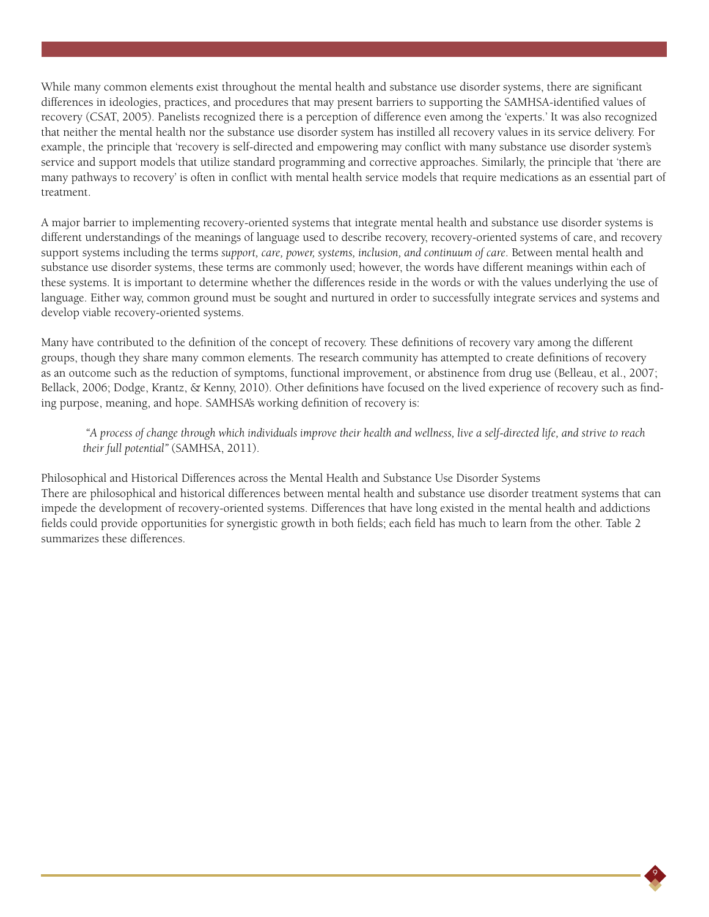While many common elements exist throughout the mental health and substance use disorder systems, there are significant differences in ideologies, practices, and procedures that may present barriers to supporting the SAMHSA-identified values of recovery (CSAT, 2005). Panelists recognized there is a perception of difference even among the 'experts.' It was also recognized that neither the mental health nor the substance use disorder system has instilled all recovery values in its service delivery. For example, the principle that 'recovery is self-directed and empowering may conflict with many substance use disorder system's service and support models that utilize standard programming and corrective approaches. Similarly, the principle that 'there are many pathways to recovery' is often in conflict with mental health service models that require medications as an essential part of treatment.

A major barrier to implementing recovery-oriented systems that integrate mental health and substance use disorder systems is different understandings of the meanings of language used to describe recovery, recovery-oriented systems of care, and recovery support systems including the terms *support, care, power, systems, inclusion, and continuum of care*. Between mental health and substance use disorder systems, these terms are commonly used; however, the words have different meanings within each of these systems. It is important to determine whether the differences reside in the words or with the values underlying the use of language. Either way, common ground must be sought and nurtured in order to successfully integrate services and systems and develop viable recovery-oriented systems.

Many have contributed to the definition of the concept of recovery. These definitions of recovery vary among the different groups, though they share many common elements. The research community has attempted to create definitions of recovery as an outcome such as the reduction of symptoms, functional improvement, or abstinence from drug use (Belleau, et al., 2007; Bellack, 2006; Dodge, Krantz, & Kenny, 2010). Other definitions have focused on the lived experience of recovery such as finding purpose, meaning, and hope. SAMHSA's working definition of recovery is:

> *"A process of change through which individuals improve their health and wellness, live a self-directed life, and strive to reach their full potential"* (SAMHSA, 2011).

Philosophical and Historical Differences across the Mental Health and Substance Use Disorder Systems

There are philosophical and historical differences between mental health and substance use disorder treatment systems that can impede the development of recovery-oriented systems. Differences that have long existed in the mental health and addictions fields could provide opportunities for synergistic growth in both fields; each field has much to learn from the other. Table 2 summarizes these differences.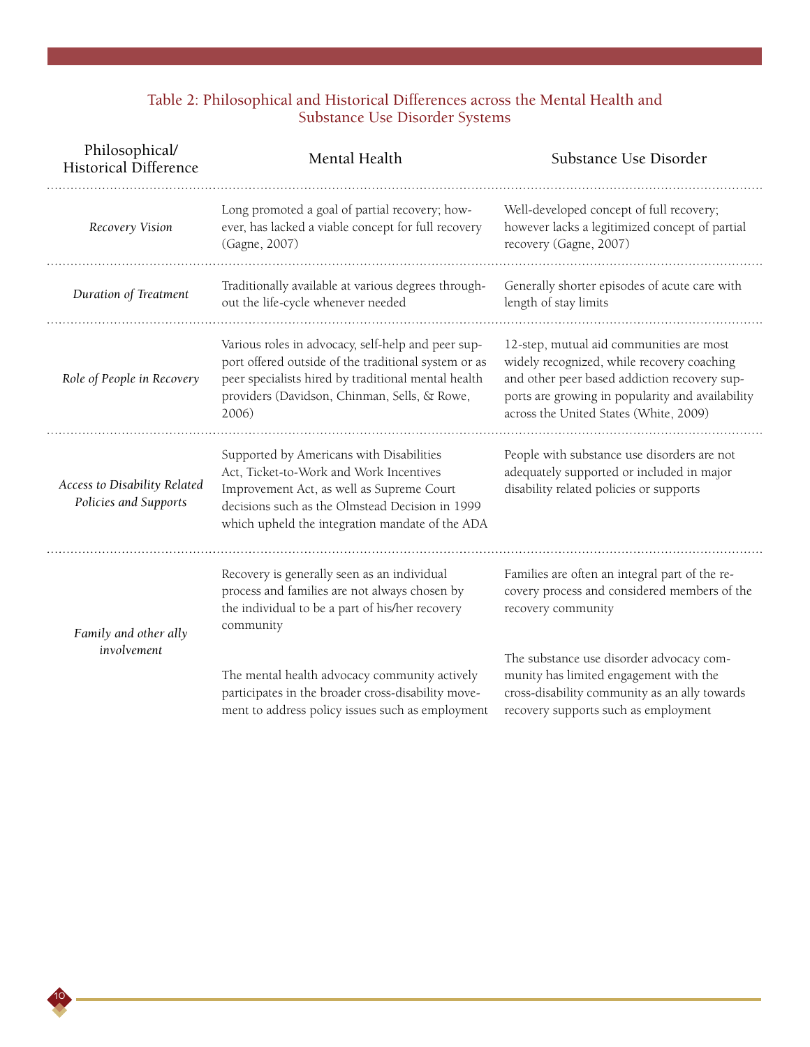### Table 2: Philosophical and Historical Differences across the Mental Health and Substance Use Disorder Systems

| Philosophical/ Historical Difference | Mental Health | Substance Use Disorder |
|---|---|---|
| *Recovery Vision* | Long promoted a goal of partial recovery; however, has lacked a viable concept for full recovery (Gagne, 2007) | Well-developed concept of full recovery; however lacks a legitimized concept of partial recovery (Gagne, 2007) |
| *Duration of Treatment* | Traditionally available at various degrees throughout the life-cycle whenever needed | Generally shorter episodes of acute care with length of stay limits |
| *Role of People in Recovery* | Various roles in advocacy, self-help and peer support offered outside of the traditional system or as peer specialists hired by traditional mental health providers (Davidson, Chinman, Sells, & Rowe, 2006) | 12-step, mutual aid communities are most widely recognized, while recovery coaching and other peer based addiction recovery supports are growing in popularity and availability across the United States (White, 2009) |
| *Access to Disability Related Policies and Supports* | Supported by Americans with Disabilities Act, Ticket-to-Work and Work Incentives Improvement Act, as well as Supreme Court decisions such as the Olmstead Decision in 1999 which upheld the integration mandate of the ADA | People with substance use disorders are not adequately supported or included in major disability related policies or supports |
| *Family and other ally involvement* | Recovery is generally seen as an individual process and families are not always chosen by the individual to be a part of his/her recovery community<br><br>The mental health advocacy community actively participates in the broader cross-disability movement to address policy issues such as employment | Families are often an integral part of the recovery process and considered members of the recovery community<br><br>The substance use disorder advocacy community has limited engagement with the cross-disability community as an ally towards recovery supports such as employment |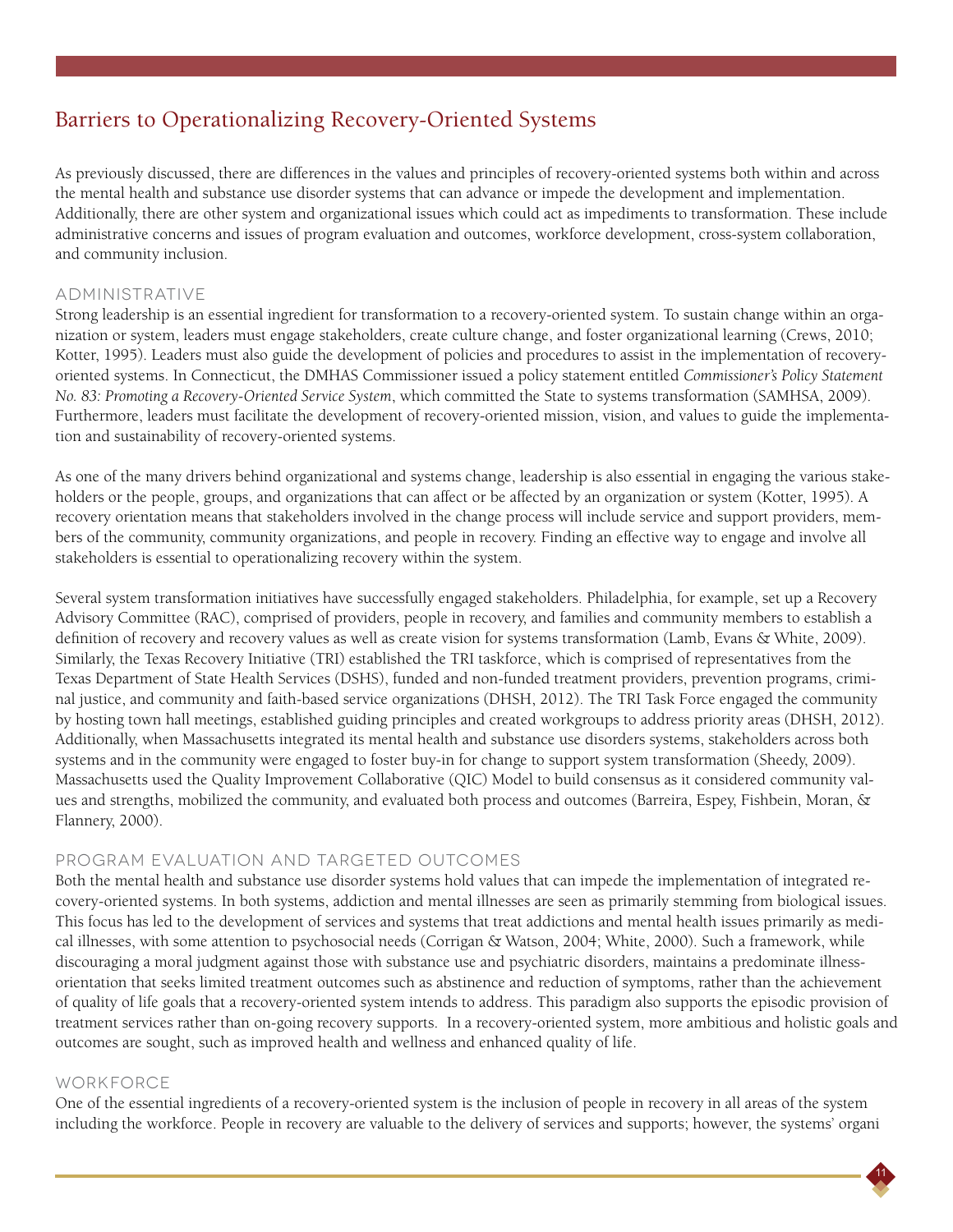## Barriers to Operationalizing Recovery-Oriented Systems

As previously discussed, there are differences in the values and principles of recovery-oriented systems both within and across the mental health and substance use disorder systems that can advance or impede the development and implementation. Additionally, there are other system and organizational issues which could act as impediments to transformation. These include administrative concerns and issues of program evaluation and outcomes, workforce development, cross-system collaboration, and community inclusion.

### Administrative

Strong leadership is an essential ingredient for transformation to a recovery-oriented system. To sustain change within an organization or system, leaders must engage stakeholders, create culture change, and foster organizational learning (Crews, 2010; Kotter, 1995). Leaders must also guide the development of policies and procedures to assist in the implementation of recovery-oriented systems. In Connecticut, the DMHAS Commissioner issued a policy statement entitled *Commissioner's Policy Statement No. 83: Promoting a Recovery-Oriented Service System*, which committed the State to systems transformation (SAMHSA, 2009). Furthermore, leaders must facilitate the development of recovery-oriented mission, vision, and values to guide the implementation and sustainability of recovery-oriented systems.

As one of the many drivers behind organizational and systems change, leadership is also essential in engaging the various stakeholders or the people, groups, and organizations that can affect or be affected by an organization or system (Kotter, 1995). A recovery orientation means that stakeholders involved in the change process will include service and support providers, members of the community, community organizations, and people in recovery. Finding an effective way to engage and involve all stakeholders is essential to operationalizing recovery within the system.

Several system transformation initiatives have successfully engaged stakeholders. Philadelphia, for example, set up a Recovery Advisory Committee (RAC), comprised of providers, people in recovery, and families and community members to establish a definition of recovery and recovery values as well as create vision for systems transformation (Lamb, Evans & White, 2009). Similarly, the Texas Recovery Initiative (TRI) established the TRI taskforce, which is comprised of representatives from the Texas Department of State Health Services (DSHS), funded and non-funded treatment providers, prevention programs, criminal justice, and community and faith-based service organizations (DHSH, 2012). The TRI Task Force engaged the community by hosting town hall meetings, established guiding principles and created workgroups to address priority areas (DHSH, 2012). Additionally, when Massachusetts integrated its mental health and substance use disorders systems, stakeholders across both systems and in the community were engaged to foster buy-in for change to support system transformation (Sheedy, 2009). Massachusetts used the Quality Improvement Collaborative (QIC) Model to build consensus as it considered community values and strengths, mobilized the community, and evaluated both process and outcomes (Barreira, Espey, Fishbein, Moran, & Flannery, 2000).

### Program Evaluation and Targeted Outcomes

Both the mental health and substance use disorder systems hold values that can impede the implementation of integrated recovery-oriented systems. In both systems, addiction and mental illnesses are seen as primarily stemming from biological issues. This focus has led to the development of services and systems that treat addictions and mental health issues primarily as medical illnesses, with some attention to psychosocial needs (Corrigan & Watson, 2004; White, 2000). Such a framework, while discouraging a moral judgment against those with substance use and psychiatric disorders, maintains a predominate illness-orientation that seeks limited treatment outcomes such as abstinence and reduction of symptoms, rather than the achievement of quality of life goals that a recovery-oriented system intends to address. This paradigm also supports the episodic provision of treatment services rather than on-going recovery supports. In a recovery-oriented system, more ambitious and holistic goals and outcomes are sought, such as improved health and wellness and enhanced quality of life.

### Workforce

One of the essential ingredients of a recovery-oriented system is the inclusion of people in recovery in all areas of the system including the workforce. People in recovery are valuable to the delivery of services and supports; however, the systems' organi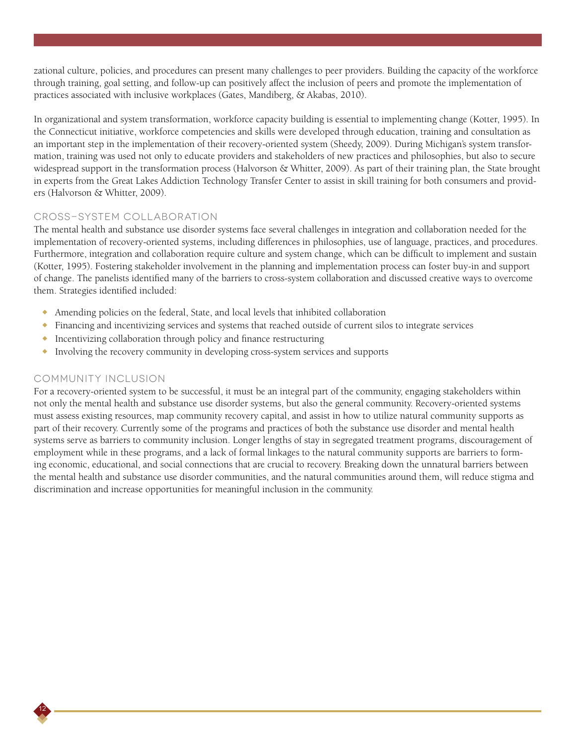zational culture, policies, and procedures can present many challenges to peer providers. Building the capacity of the workforce through training, goal setting, and follow-up can positively affect the inclusion of peers and promote the implementation of practices associated with inclusive workplaces (Gates, Mandiberg, & Akabas, 2010).

In organizational and system transformation, workforce capacity building is essential to implementing change (Kotter, 1995). In the Connecticut initiative, workforce competencies and skills were developed through education, training and consultation as an important step in the implementation of their recovery-oriented system (Sheedy, 2009). During Michigan's system transformation, training was used not only to educate providers and stakeholders of new practices and philosophies, but also to secure widespread support in the transformation process (Halvorson & Whitter, 2009). As part of their training plan, the State brought in experts from the Great Lakes Addiction Technology Transfer Center to assist in skill training for both consumers and providers (Halvorson & Whitter, 2009).

### Cross-System Collaboration

The mental health and substance use disorder systems face several challenges in integration and collaboration needed for the implementation of recovery-oriented systems, including differences in philosophies, use of language, practices, and procedures. Furthermore, integration and collaboration require culture and system change, which can be difficult to implement and sustain (Kotter, 1995). Fostering stakeholder involvement in the planning and implementation process can foster buy-in and support of change. The panelists identified many of the barriers to cross-system collaboration and discussed creative ways to overcome them. Strategies identified included:

- Amending policies on the federal, State, and local levels that inhibited collaboration
- Financing and incentivizing services and systems that reached outside of current silos to integrate services
- Incentivizing collaboration through policy and finance restructuring
- Involving the recovery community in developing cross-system services and supports

### Community Inclusion

For a recovery-oriented system to be successful, it must be an integral part of the community, engaging stakeholders within not only the mental health and substance use disorder systems, but also the general community. Recovery-oriented systems must assess existing resources, map community recovery capital, and assist in how to utilize natural community supports as part of their recovery. Currently some of the programs and practices of both the substance use disorder and mental health systems serve as barriers to community inclusion. Longer lengths of stay in segregated treatment programs, discouragement of employment while in these programs, and a lack of formal linkages to the natural community supports are barriers to forming economic, educational, and social connections that are crucial to recovery. Breaking down the unnatural barriers between the mental health and substance use disorder communities, and the natural communities around them, will reduce stigma and discrimination and increase opportunities for meaningful inclusion in the community.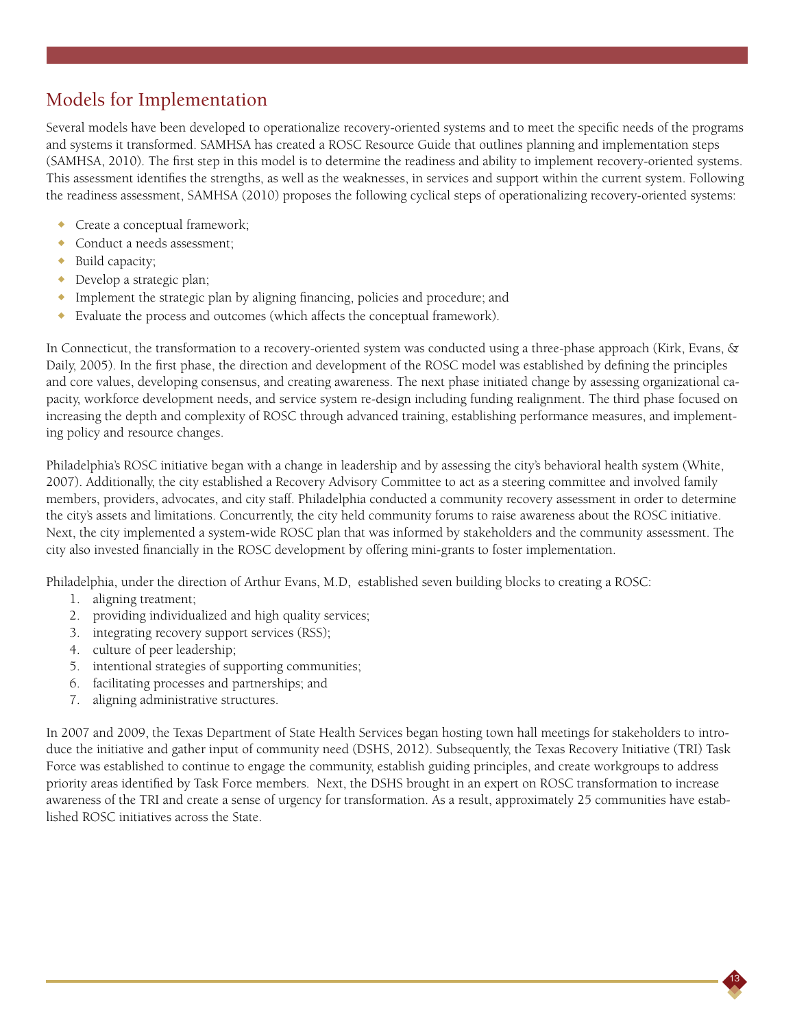## Models for Implementation

Several models have been developed to operationalize recovery-oriented systems and to meet the specific needs of the programs and systems it transformed. SAMHSA has created a ROSC Resource Guide that outlines planning and implementation steps (SAMHSA, 2010). The first step in this model is to determine the readiness and ability to implement recovery-oriented systems. This assessment identifies the strengths, as well as the weaknesses, in services and support within the current system. Following the readiness assessment, SAMHSA (2010) proposes the following cyclical steps of operationalizing recovery-oriented systems:

- Create a conceptual framework;
- Conduct a needs assessment;
- Build capacity;
- Develop a strategic plan;
- Implement the strategic plan by aligning financing, policies and procedure; and
- Evaluate the process and outcomes (which affects the conceptual framework).

In Connecticut, the transformation to a recovery-oriented system was conducted using a three-phase approach (Kirk, Evans, & Daily, 2005). In the first phase, the direction and development of the ROSC model was established by defining the principles and core values, developing consensus, and creating awareness. The next phase initiated change by assessing organizational capacity, workforce development needs, and service system re-design including funding realignment. The third phase focused on increasing the depth and complexity of ROSC through advanced training, establishing performance measures, and implementing policy and resource changes.

Philadelphia's ROSC initiative began with a change in leadership and by assessing the city's behavioral health system (White, 2007). Additionally, the city established a Recovery Advisory Committee to act as a steering committee and involved family members, providers, advocates, and city staff. Philadelphia conducted a community recovery assessment in order to determine the city's assets and limitations. Concurrently, the city held community forums to raise awareness about the ROSC initiative. Next, the city implemented a system-wide ROSC plan that was informed by stakeholders and the community assessment. The city also invested financially in the ROSC development by offering mini-grants to foster implementation.

Philadelphia, under the direction of Arthur Evans, M.D, established seven building blocks to creating a ROSC:

1. aligning treatment;
2. providing individualized and high quality services;
3. integrating recovery support services (RSS);
4. culture of peer leadership;
5. intentional strategies of supporting communities;
6. facilitating processes and partnerships; and
7. aligning administrative structures.

In 2007 and 2009, the Texas Department of State Health Services began hosting town hall meetings for stakeholders to introduce the initiative and gather input of community need (DSHS, 2012). Subsequently, the Texas Recovery Initiative (TRI) Task Force was established to continue to engage the community, establish guiding principles, and create workgroups to address priority areas identified by Task Force members. Next, the DSHS brought in an expert on ROSC transformation to increase awareness of the TRI and create a sense of urgency for transformation. As a result, approximately 25 communities have established ROSC initiatives across the State.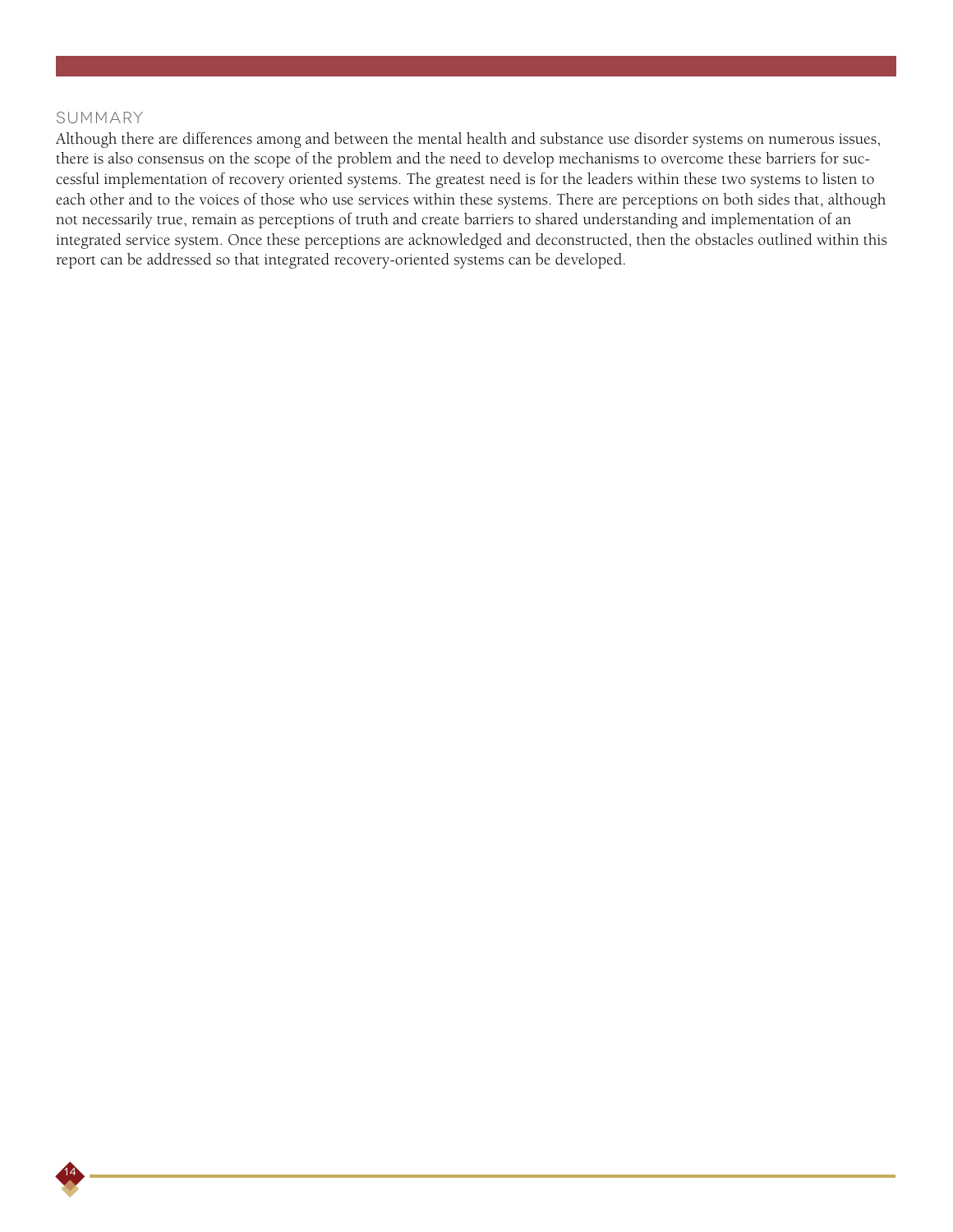## SUMMARY

Although there are differences among and between the mental health and substance use disorder systems on numerous issues, there is also consensus on the scope of the problem and the need to develop mechanisms to overcome these barriers for successful implementation of recovery oriented systems. The greatest need is for the leaders within these two systems to listen to each other and to the voices of those who use services within these systems. There are perceptions on both sides that, although not necessarily true, remain as perceptions of truth and create barriers to shared understanding and implementation of an integrated service system. Once these perceptions are acknowledged and deconstructed, then the obstacles outlined within this report can be addressed so that integrated recovery-oriented systems can be developed.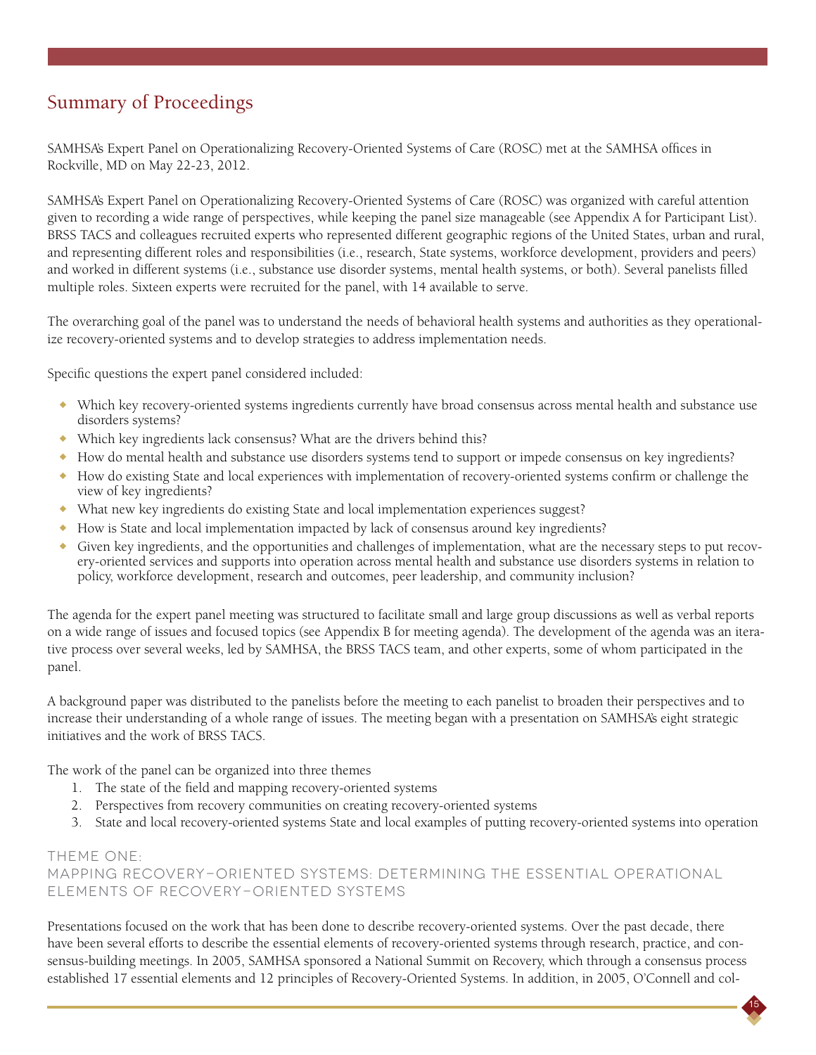## Summary of Proceedings

SAMHSA's Expert Panel on Operationalizing Recovery-Oriented Systems of Care (ROSC) met at the SAMHSA offices in Rockville, MD on May 22-23, 2012.

SAMHSA's Expert Panel on Operationalizing Recovery-Oriented Systems of Care (ROSC) was organized with careful attention given to recording a wide range of perspectives, while keeping the panel size manageable (see Appendix A for Participant List). BRSS TACS and colleagues recruited experts who represented different geographic regions of the United States, urban and rural, and representing different roles and responsibilities (i.e., research, State systems, workforce development, providers and peers) and worked in different systems (i.e., substance use disorder systems, mental health systems, or both). Several panelists filled multiple roles. Sixteen experts were recruited for the panel, with 14 available to serve.

The overarching goal of the panel was to understand the needs of behavioral health systems and authorities as they operationalize recovery-oriented systems and to develop strategies to address implementation needs.

Specific questions the expert panel considered included:

- Which key recovery-oriented systems ingredients currently have broad consensus across mental health and substance use disorders systems?
- Which key ingredients lack consensus? What are the drivers behind this?
- How do mental health and substance use disorders systems tend to support or impede consensus on key ingredients?
- How do existing State and local experiences with implementation of recovery-oriented systems confirm or challenge the view of key ingredients?
- What new key ingredients do existing State and local implementation experiences suggest?
- How is State and local implementation impacted by lack of consensus around key ingredients?
- Given key ingredients, and the opportunities and challenges of implementation, what are the necessary steps to put recovery-oriented services and supports into operation across mental health and substance use disorders systems in relation to policy, workforce development, research and outcomes, peer leadership, and community inclusion?

The agenda for the expert panel meeting was structured to facilitate small and large group discussions as well as verbal reports on a wide range of issues and focused topics (see Appendix B for meeting agenda). The development of the agenda was an iterative process over several weeks, led by SAMHSA, the BRSS TACS team, and other experts, some of whom participated in the panel.

A background paper was distributed to the panelists before the meeting to each panelist to broaden their perspectives and to increase their understanding of a whole range of issues. The meeting began with a presentation on SAMHSA's eight strategic initiatives and the work of BRSS TACS.

The work of the panel can be organized into three themes

1. The state of the field and mapping recovery-oriented systems
2. Perspectives from recovery communities on creating recovery-oriented systems
3. State and local recovery-oriented systems State and local examples of putting recovery-oriented systems into operation

### Theme One:
### Mapping Recovery-Oriented Systems: Determining the Essential Operational Elements of Recovery-Oriented Systems

Presentations focused on the work that has been done to describe recovery-oriented systems. Over the past decade, there have been several efforts to describe the essential elements of recovery-oriented systems through research, practice, and consensus-building meetings. In 2005, SAMHSA sponsored a National Summit on Recovery, which through a consensus process established 17 essential elements and 12 principles of Recovery-Oriented Systems. In addition, in 2005, O'Connell and col-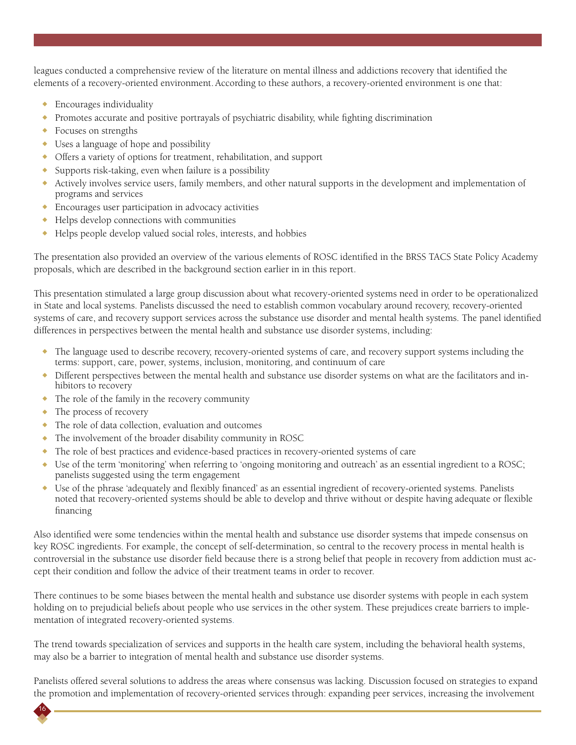leagues conducted a comprehensive review of the literature on mental illness and addictions recovery that identified the elements of a recovery-oriented environment. According to these authors, a recovery-oriented environment is one that:

- Encourages individuality
- Promotes accurate and positive portrayals of psychiatric disability, while fighting discrimination
- Focuses on strengths
- Uses a language of hope and possibility
- Offers a variety of options for treatment, rehabilitation, and support
- Supports risk-taking, even when failure is a possibility
- Actively involves service users, family members, and other natural supports in the development and implementation of programs and services
- Encourages user participation in advocacy activities
- Helps develop connections with communities
- Helps people develop valued social roles, interests, and hobbies

The presentation also provided an overview of the various elements of ROSC identified in the BRSS TACS State Policy Academy proposals, which are described in the background section earlier in in this report.

This presentation stimulated a large group discussion about what recovery-oriented systems need in order to be operationalized in State and local systems. Panelists discussed the need to establish common vocabulary around recovery, recovery-oriented systems of care, and recovery support services across the substance use disorder and mental health systems. The panel identified differences in perspectives between the mental health and substance use disorder systems, including:

- The language used to describe recovery, recovery-oriented systems of care, and recovery support systems including the terms: support, care, power, systems, inclusion, monitoring, and continuum of care
- Different perspectives between the mental health and substance use disorder systems on what are the facilitators and inhibitors to recovery
- The role of the family in the recovery community
- The process of recovery
- The role of data collection, evaluation and outcomes
- The involvement of the broader disability community in ROSC
- The role of best practices and evidence-based practices in recovery-oriented systems of care
- Use of the term 'monitoring' when referring to 'ongoing monitoring and outreach' as an essential ingredient to a ROSC; panelists suggested using the term engagement
- Use of the phrase 'adequately and flexibly financed' as an essential ingredient of recovery-oriented systems. Panelists noted that recovery-oriented systems should be able to develop and thrive without or despite having adequate or flexible financing

Also identified were some tendencies within the mental health and substance use disorder systems that impede consensus on key ROSC ingredients. For example, the concept of self-determination, so central to the recovery process in mental health is controversial in the substance use disorder field because there is a strong belief that people in recovery from addiction must accept their condition and follow the advice of their treatment teams in order to recover.

There continues to be some biases between the mental health and substance use disorder systems with people in each system holding on to prejudicial beliefs about people who use services in the other system. These prejudices create barriers to implementation of integrated recovery-oriented systems.

The trend towards specialization of services and supports in the health care system, including the behavioral health systems, may also be a barrier to integration of mental health and substance use disorder systems.

Panelists offered several solutions to address the areas where consensus was lacking. Discussion focused on strategies to expand the promotion and implementation of recovery-oriented services through: expanding peer services, increasing the involvement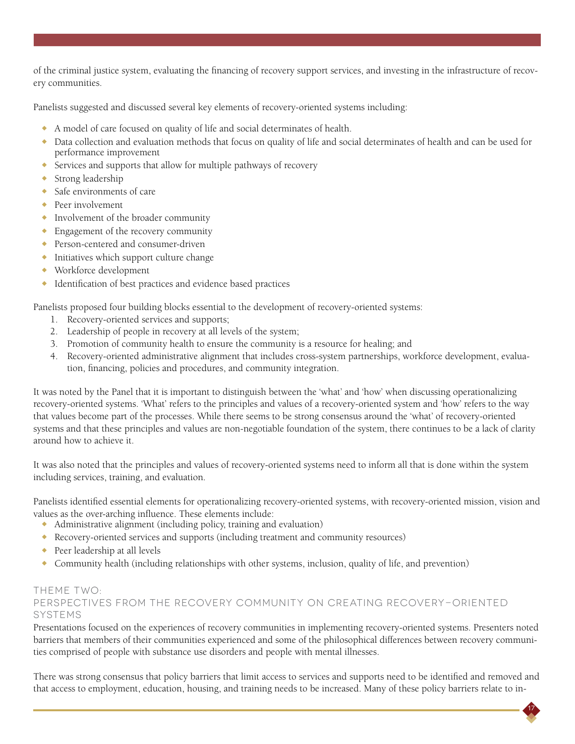of the criminal justice system, evaluating the financing of recovery support services, and investing in the infrastructure of recovery communities.

Panelists suggested and discussed several key elements of recovery-oriented systems including:

- A model of care focused on quality of life and social determinates of health.
- Data collection and evaluation methods that focus on quality of life and social determinates of health and can be used for performance improvement
- Services and supports that allow for multiple pathways of recovery
- Strong leadership
- Safe environments of care
- Peer involvement
- Involvement of the broader community
- Engagement of the recovery community
- Person-centered and consumer-driven
- Initiatives which support culture change
- Workforce development
- Identification of best practices and evidence based practices

Panelists proposed four building blocks essential to the development of recovery-oriented systems:

1. Recovery-oriented services and supports;
2. Leadership of people in recovery at all levels of the system;
3. Promotion of community health to ensure the community is a resource for healing; and
4. Recovery-oriented administrative alignment that includes cross-system partnerships, workforce development, evaluation, financing, policies and procedures, and community integration.

It was noted by the Panel that it is important to distinguish between the 'what' and 'how' when discussing operationalizing recovery-oriented systems. 'What' refers to the principles and values of a recovery-oriented system and 'how' refers to the way that values become part of the processes. While there seems to be strong consensus around the 'what' of recovery-oriented systems and that these principles and values are non-negotiable foundation of the system, there continues to be a lack of clarity around how to achieve it.

It was also noted that the principles and values of recovery-oriented systems need to inform all that is done within the system including services, training, and evaluation.

Panelists identified essential elements for operationalizing recovery-oriented systems, with recovery-oriented mission, vision and values as the over-arching influence. These elements include:

- Administrative alignment (including policy, training and evaluation)
- Recovery-oriented services and supports (including treatment and community resources)
- Peer leadership at all levels
- Community health (including relationships with other systems, inclusion, quality of life, and prevention)

## Theme Two: Perspectives from the Recovery Community on Creating Recovery-Oriented Systems

Presentations focused on the experiences of recovery communities in implementing recovery-oriented systems. Presenters noted barriers that members of their communities experienced and some of the philosophical differences between recovery communities comprised of people with substance use disorders and people with mental illnesses.

There was strong consensus that policy barriers that limit access to services and supports need to be identified and removed and that access to employment, education, housing, and training needs to be increased. Many of these policy barriers relate to in-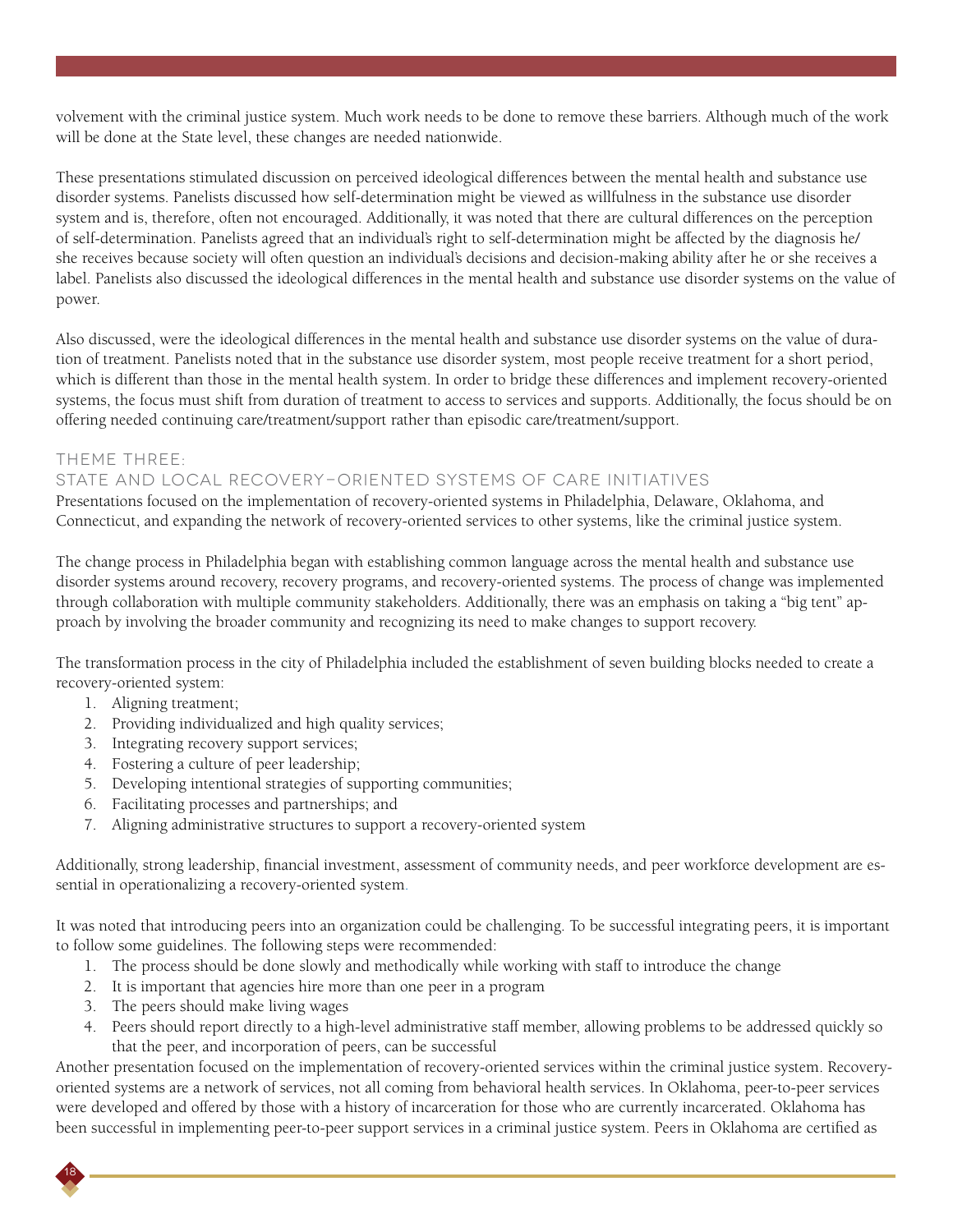volvement with the criminal justice system. Much work needs to be done to remove these barriers. Although much of the work will be done at the State level, these changes are needed nationwide.

These presentations stimulated discussion on perceived ideological differences between the mental health and substance use disorder systems. Panelists discussed how self-determination might be viewed as willfulness in the substance use disorder system and is, therefore, often not encouraged. Additionally, it was noted that there are cultural differences on the perception of self-determination. Panelists agreed that an individual's right to self-determination might be affected by the diagnosis he/she receives because society will often question an individual's decisions and decision-making ability after he or she receives a label. Panelists also discussed the ideological differences in the mental health and substance use disorder systems on the value of power.

Also discussed, were the ideological differences in the mental health and substance use disorder systems on the value of duration of treatment. Panelists noted that in the substance use disorder system, most people receive treatment for a short period, which is different than those in the mental health system. In order to bridge these differences and implement recovery-oriented systems, the focus must shift from duration of treatment to access to services and supports. Additionally, the focus should be on offering needed continuing care/treatment/support rather than episodic care/treatment/support.

## Theme Three: State and Local Recovery-Oriented Systems of Care Initiatives

Presentations focused on the implementation of recovery-oriented systems in Philadelphia, Delaware, Oklahoma, and Connecticut, and expanding the network of recovery-oriented services to other systems, like the criminal justice system.

The change process in Philadelphia began with establishing common language across the mental health and substance use disorder systems around recovery, recovery programs, and recovery-oriented systems. The process of change was implemented through collaboration with multiple community stakeholders. Additionally, there was an emphasis on taking a "big tent" approach by involving the broader community and recognizing its need to make changes to support recovery.

The transformation process in the city of Philadelphia included the establishment of seven building blocks needed to create a recovery-oriented system:

1. Aligning treatment;
2. Providing individualized and high quality services;
3. Integrating recovery support services;
4. Fostering a culture of peer leadership;
5. Developing intentional strategies of supporting communities;
6. Facilitating processes and partnerships; and
7. Aligning administrative structures to support a recovery-oriented system

Additionally, strong leadership, financial investment, assessment of community needs, and peer workforce development are essential in operationalizing a recovery-oriented system.

It was noted that introducing peers into an organization could be challenging. To be successful integrating peers, it is important to follow some guidelines. The following steps were recommended:

1. The process should be done slowly and methodically while working with staff to introduce the change
2. It is important that agencies hire more than one peer in a program
3. The peers should make living wages
4. Peers should report directly to a high-level administrative staff member, allowing problems to be addressed quickly so that the peer, and incorporation of peers, can be successful

Another presentation focused on the implementation of recovery-oriented services within the criminal justice system. Recovery-oriented systems are a network of services, not all coming from behavioral health services. In Oklahoma, peer-to-peer services were developed and offered by those with a history of incarceration for those who are currently incarcerated. Oklahoma has been successful in implementing peer-to-peer support services in a criminal justice system. Peers in Oklahoma are certified as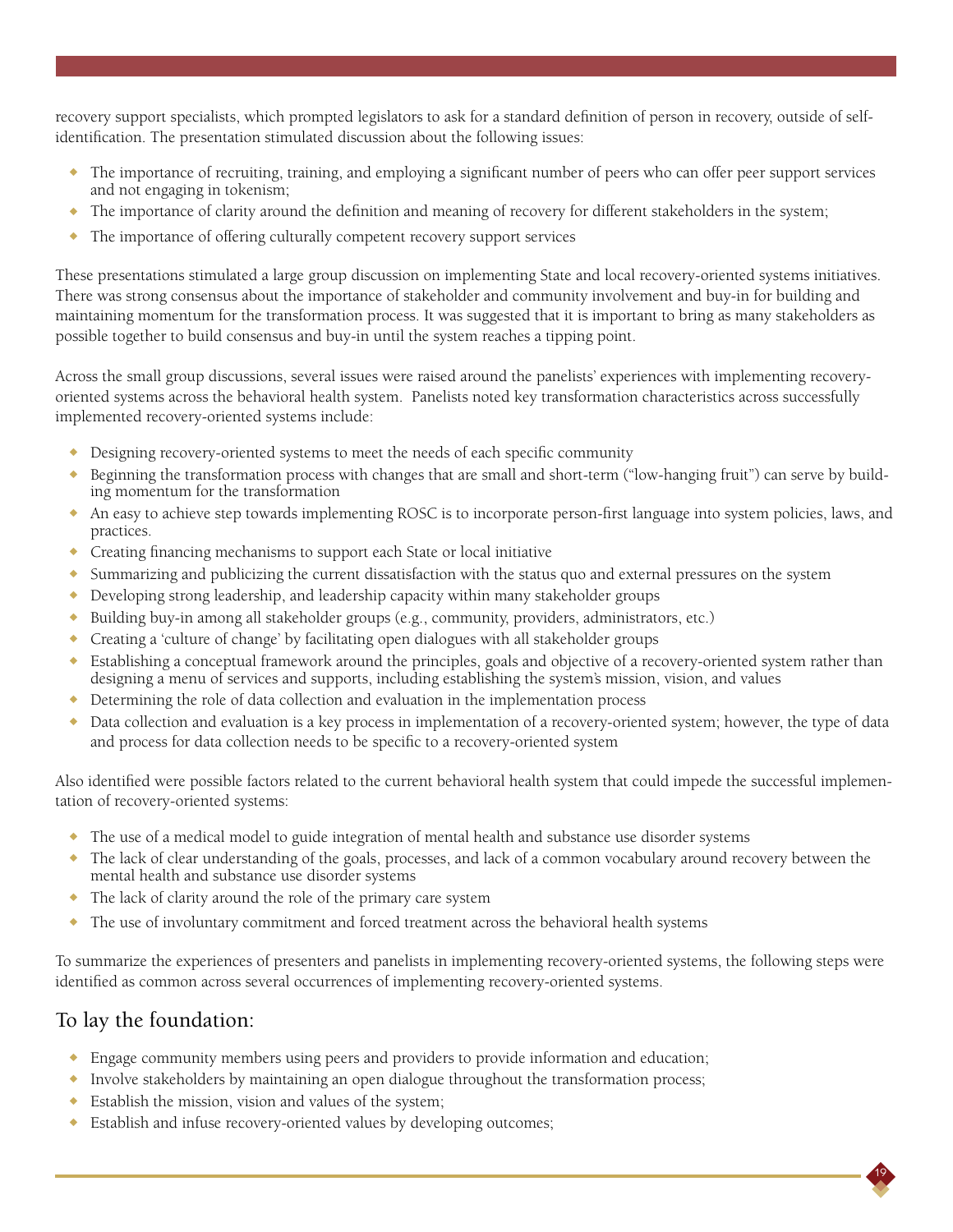recovery support specialists, which prompted legislators to ask for a standard definition of person in recovery, outside of self-identification. The presentation stimulated discussion about the following issues:

- The importance of recruiting, training, and employing a significant number of peers who can offer peer support services and not engaging in tokenism;
- The importance of clarity around the definition and meaning of recovery for different stakeholders in the system;
- The importance of offering culturally competent recovery support services

These presentations stimulated a large group discussion on implementing State and local recovery-oriented systems initiatives. There was strong consensus about the importance of stakeholder and community involvement and buy-in for building and maintaining momentum for the transformation process. It was suggested that it is important to bring as many stakeholders as possible together to build consensus and buy-in until the system reaches a tipping point.

Across the small group discussions, several issues were raised around the panelists' experiences with implementing recovery-oriented systems across the behavioral health system. Panelists noted key transformation characteristics across successfully implemented recovery-oriented systems include:

- Designing recovery-oriented systems to meet the needs of each specific community
- Beginning the transformation process with changes that are small and short-term ("low-hanging fruit") can serve by building momentum for the transformation
- An easy to achieve step towards implementing ROSC is to incorporate person-first language into system policies, laws, and practices.
- Creating financing mechanisms to support each State or local initiative
- Summarizing and publicizing the current dissatisfaction with the status quo and external pressures on the system
- Developing strong leadership, and leadership capacity within many stakeholder groups
- Building buy-in among all stakeholder groups (e.g., community, providers, administrators, etc.)
- Creating a 'culture of change' by facilitating open dialogues with all stakeholder groups
- Establishing a conceptual framework around the principles, goals and objective of a recovery-oriented system rather than designing a menu of services and supports, including establishing the system's mission, vision, and values
- Determining the role of data collection and evaluation in the implementation process
- Data collection and evaluation is a key process in implementation of a recovery-oriented system; however, the type of data and process for data collection needs to be specific to a recovery-oriented system

Also identified were possible factors related to the current behavioral health system that could impede the successful implementation of recovery-oriented systems:

- The use of a medical model to guide integration of mental health and substance use disorder systems
- The lack of clear understanding of the goals, processes, and lack of a common vocabulary around recovery between the mental health and substance use disorder systems
- The lack of clarity around the role of the primary care system
- The use of involuntary commitment and forced treatment across the behavioral health systems

To summarize the experiences of presenters and panelists in implementing recovery-oriented systems, the following steps were identified as common across several occurrences of implementing recovery-oriented systems.

## To lay the foundation:

- Engage community members using peers and providers to provide information and education;
- Involve stakeholders by maintaining an open dialogue throughout the transformation process;
- Establish the mission, vision and values of the system;
- Establish and infuse recovery-oriented values by developing outcomes;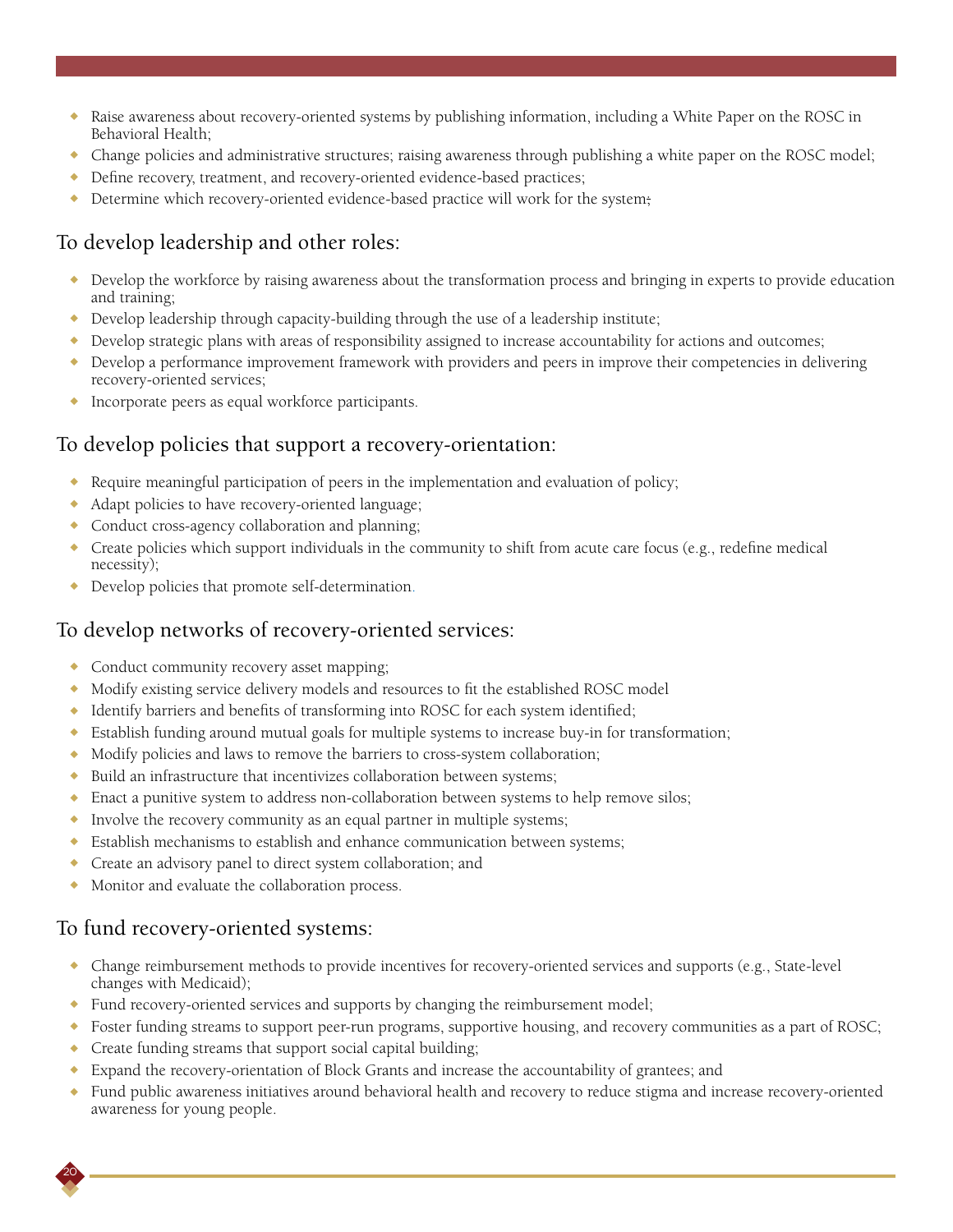- Raise awareness about recovery-oriented systems by publishing information, including a White Paper on the ROSC in Behavioral Health;
- Change policies and administrative structures; raising awareness through publishing a white paper on the ROSC model;
- Define recovery, treatment, and recovery-oriented evidence-based practices;
- Determine which recovery-oriented evidence-based practice will work for the system;

## To develop leadership and other roles:

- Develop the workforce by raising awareness about the transformation process and bringing in experts to provide education and training;
- Develop leadership through capacity-building through the use of a leadership institute;
- Develop strategic plans with areas of responsibility assigned to increase accountability for actions and outcomes;
- Develop a performance improvement framework with providers and peers in improve their competencies in delivering recovery-oriented services;
- Incorporate peers as equal workforce participants.

## To develop policies that support a recovery-orientation:

- Require meaningful participation of peers in the implementation and evaluation of policy;
- Adapt policies to have recovery-oriented language;
- Conduct cross-agency collaboration and planning;
- Create policies which support individuals in the community to shift from acute care focus (e.g., redefine medical necessity);
- Develop policies that promote self-determination.

## To develop networks of recovery-oriented services:

- Conduct community recovery asset mapping;
- Modify existing service delivery models and resources to fit the established ROSC model
- Identify barriers and benefits of transforming into ROSC for each system identified;
- Establish funding around mutual goals for multiple systems to increase buy-in for transformation;
- Modify policies and laws to remove the barriers to cross-system collaboration;
- Build an infrastructure that incentivizes collaboration between systems;
- Enact a punitive system to address non-collaboration between systems to help remove silos;
- Involve the recovery community as an equal partner in multiple systems;
- Establish mechanisms to establish and enhance communication between systems;
- Create an advisory panel to direct system collaboration; and
- Monitor and evaluate the collaboration process.

## To fund recovery-oriented systems:

- Change reimbursement methods to provide incentives for recovery-oriented services and supports (e.g., State-level changes with Medicaid);
- Fund recovery-oriented services and supports by changing the reimbursement model;
- Foster funding streams to support peer-run programs, supportive housing, and recovery communities as a part of ROSC;
- Create funding streams that support social capital building;
- Expand the recovery-orientation of Block Grants and increase the accountability of grantees; and
- Fund public awareness initiatives around behavioral health and recovery to reduce stigma and increase recovery-oriented awareness for young people.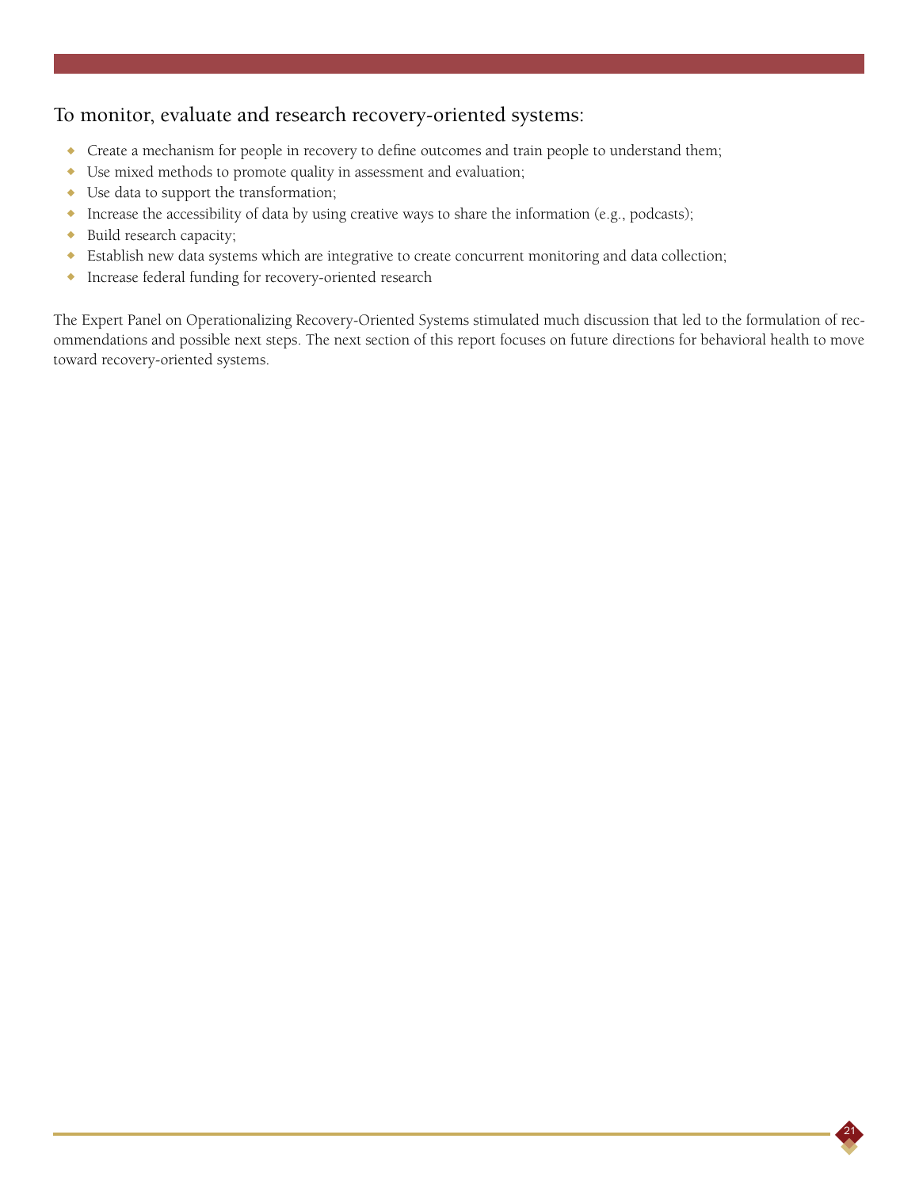### To monitor, evaluate and research recovery-oriented systems:

- Create a mechanism for people in recovery to define outcomes and train people to understand them;
- Use mixed methods to promote quality in assessment and evaluation;
- Use data to support the transformation;
- Increase the accessibility of data by using creative ways to share the information (e.g., podcasts);
- Build research capacity;
- Establish new data systems which are integrative to create concurrent monitoring and data collection;
- Increase federal funding for recovery-oriented research

The Expert Panel on Operationalizing Recovery-Oriented Systems stimulated much discussion that led to the formulation of recommendations and possible next steps. The next section of this report focuses on future directions for behavioral health to move toward recovery-oriented systems.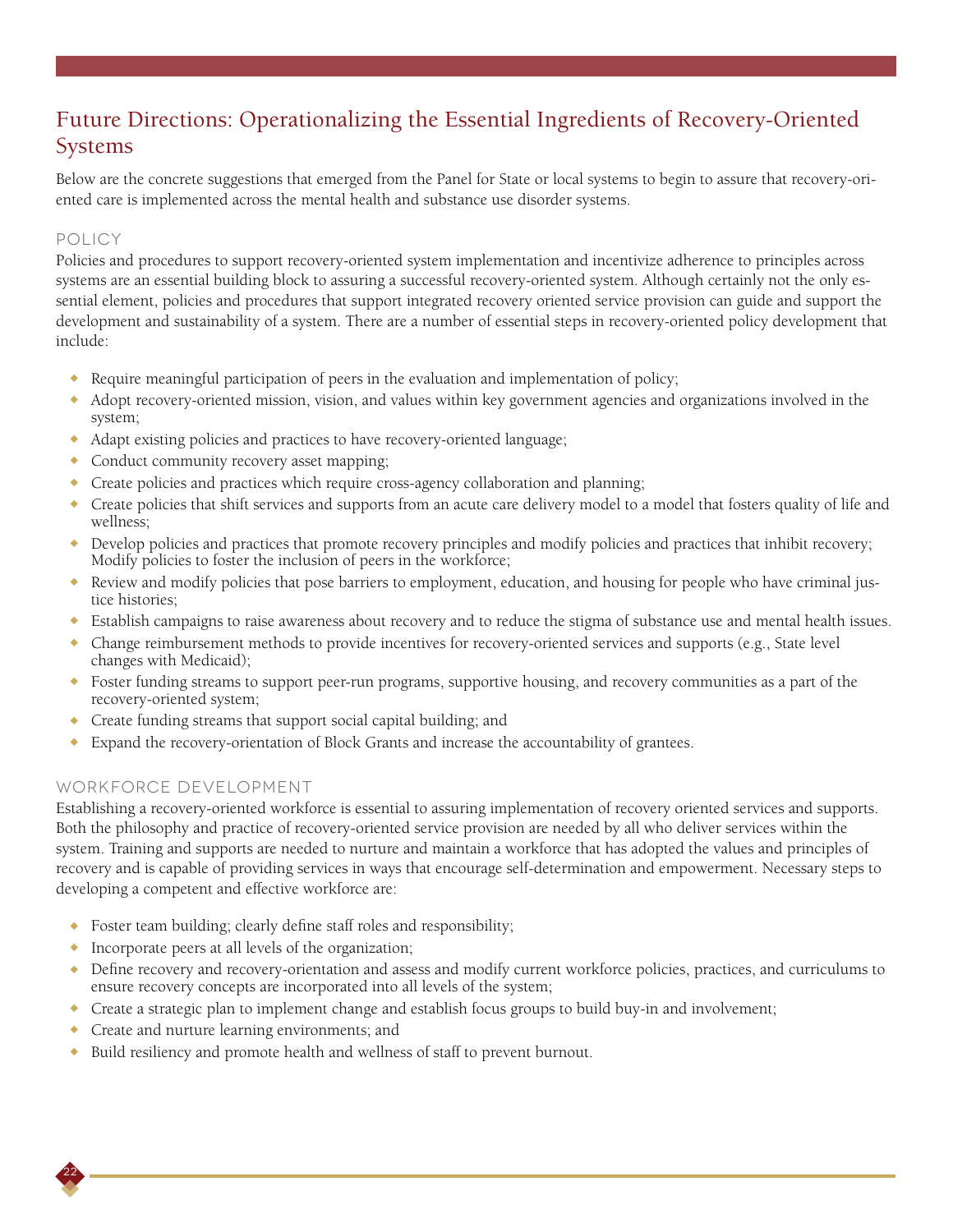## Future Directions: Operationalizing the Essential Ingredients of Recovery-Oriented Systems

Below are the concrete suggestions that emerged from the Panel for State or local systems to begin to assure that recovery-oriented care is implemented across the mental health and substance use disorder systems.

### POLICY

Policies and procedures to support recovery-oriented system implementation and incentivize adherence to principles across systems are an essential building block to assuring a successful recovery-oriented system. Although certainly not the only essential element, policies and procedures that support integrated recovery oriented service provision can guide and support the development and sustainability of a system. There are a number of essential steps in recovery-oriented policy development that include:

- Require meaningful participation of peers in the evaluation and implementation of policy;
- Adopt recovery-oriented mission, vision, and values within key government agencies and organizations involved in the system;
- Adapt existing policies and practices to have recovery-oriented language;
- Conduct community recovery asset mapping;
- Create policies and practices which require cross-agency collaboration and planning;
- Create policies that shift services and supports from an acute care delivery model to a model that fosters quality of life and wellness;
- Develop policies and practices that promote recovery principles and modify policies and practices that inhibit recovery; Modify policies to foster the inclusion of peers in the workforce;
- Review and modify policies that pose barriers to employment, education, and housing for people who have criminal justice histories;
- Establish campaigns to raise awareness about recovery and to reduce the stigma of substance use and mental health issues.
- Change reimbursement methods to provide incentives for recovery-oriented services and supports (e.g., State level changes with Medicaid);
- Foster funding streams to support peer-run programs, supportive housing, and recovery communities as a part of the recovery-oriented system;
- Create funding streams that support social capital building; and
- Expand the recovery-orientation of Block Grants and increase the accountability of grantees.

### WORKFORCE DEVELOPMENT

Establishing a recovery-oriented workforce is essential to assuring implementation of recovery oriented services and supports. Both the philosophy and practice of recovery-oriented service provision are needed by all who deliver services within the system. Training and supports are needed to nurture and maintain a workforce that has adopted the values and principles of recovery and is capable of providing services in ways that encourage self-determination and empowerment. Necessary steps to developing a competent and effective workforce are:

- Foster team building; clearly define staff roles and responsibility;
- Incorporate peers at all levels of the organization;
- Define recovery and recovery-orientation and assess and modify current workforce policies, practices, and curriculums to ensure recovery concepts are incorporated into all levels of the system;
- Create a strategic plan to implement change and establish focus groups to build buy-in and involvement;
- Create and nurture learning environments; and
- Build resiliency and promote health and wellness of staff to prevent burnout.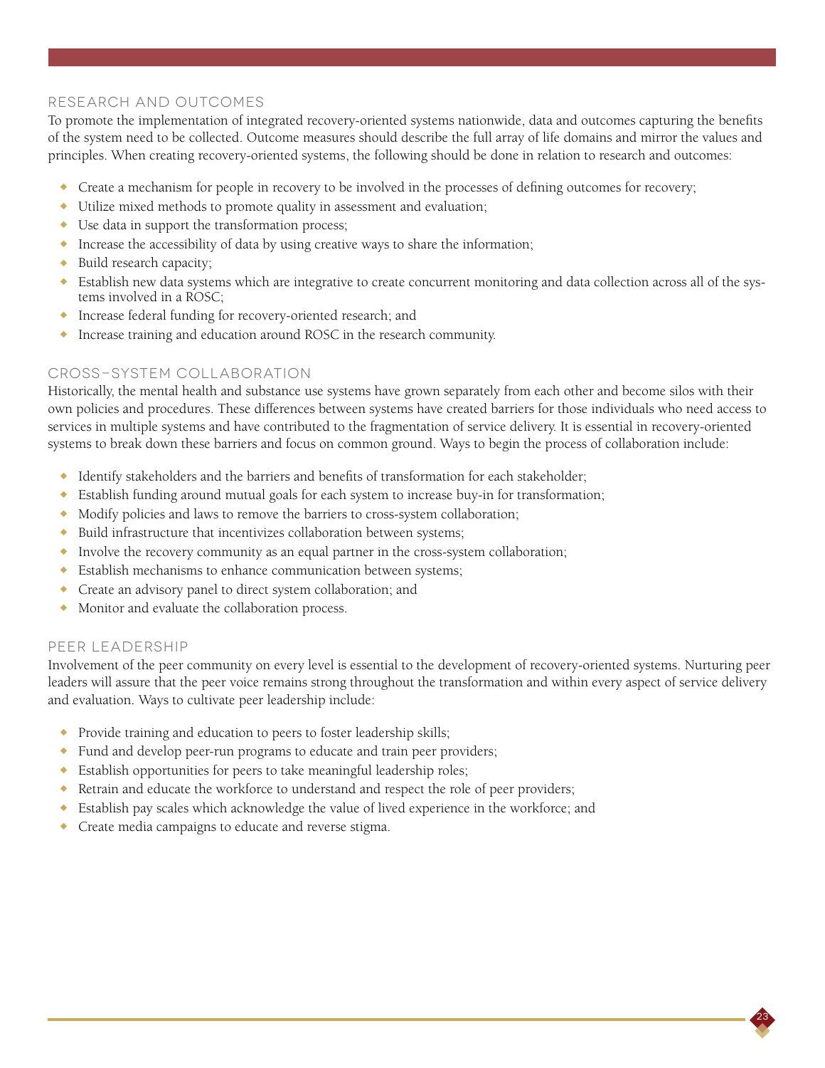## Research and Outcomes

To promote the implementation of integrated recovery-oriented systems nationwide, data and outcomes capturing the benefits of the system need to be collected. Outcome measures should describe the full array of life domains and mirror the values and principles. When creating recovery-oriented systems, the following should be done in relation to research and outcomes:

- Create a mechanism for people in recovery to be involved in the processes of defining outcomes for recovery;
- Utilize mixed methods to promote quality in assessment and evaluation;
- Use data in support the transformation process;
- Increase the accessibility of data by using creative ways to share the information;
- Build research capacity;
- Establish new data systems which are integrative to create concurrent monitoring and data collection across all of the systems involved in a ROSC;
- Increase federal funding for recovery-oriented research; and
- Increase training and education around ROSC in the research community.

## Cross-System Collaboration

Historically, the mental health and substance use systems have grown separately from each other and become silos with their own policies and procedures. These differences between systems have created barriers for those individuals who need access to services in multiple systems and have contributed to the fragmentation of service delivery. It is essential in recovery-oriented systems to break down these barriers and focus on common ground. Ways to begin the process of collaboration include:

- Identify stakeholders and the barriers and benefits of transformation for each stakeholder;
- Establish funding around mutual goals for each system to increase buy-in for transformation;
- Modify policies and laws to remove the barriers to cross-system collaboration;
- Build infrastructure that incentivizes collaboration between systems;
- Involve the recovery community as an equal partner in the cross-system collaboration;
- Establish mechanisms to enhance communication between systems;
- Create an advisory panel to direct system collaboration; and
- Monitor and evaluate the collaboration process.

## Peer Leadership

Involvement of the peer community on every level is essential to the development of recovery-oriented systems. Nurturing peer leaders will assure that the peer voice remains strong throughout the transformation and within every aspect of service delivery and evaluation. Ways to cultivate peer leadership include:

- Provide training and education to peers to foster leadership skills;
- Fund and develop peer-run programs to educate and train peer providers;
- Establish opportunities for peers to take meaningful leadership roles;
- Retrain and educate the workforce to understand and respect the role of peer providers;
- Establish pay scales which acknowledge the value of lived experience in the workforce; and
- Create media campaigns to educate and reverse stigma.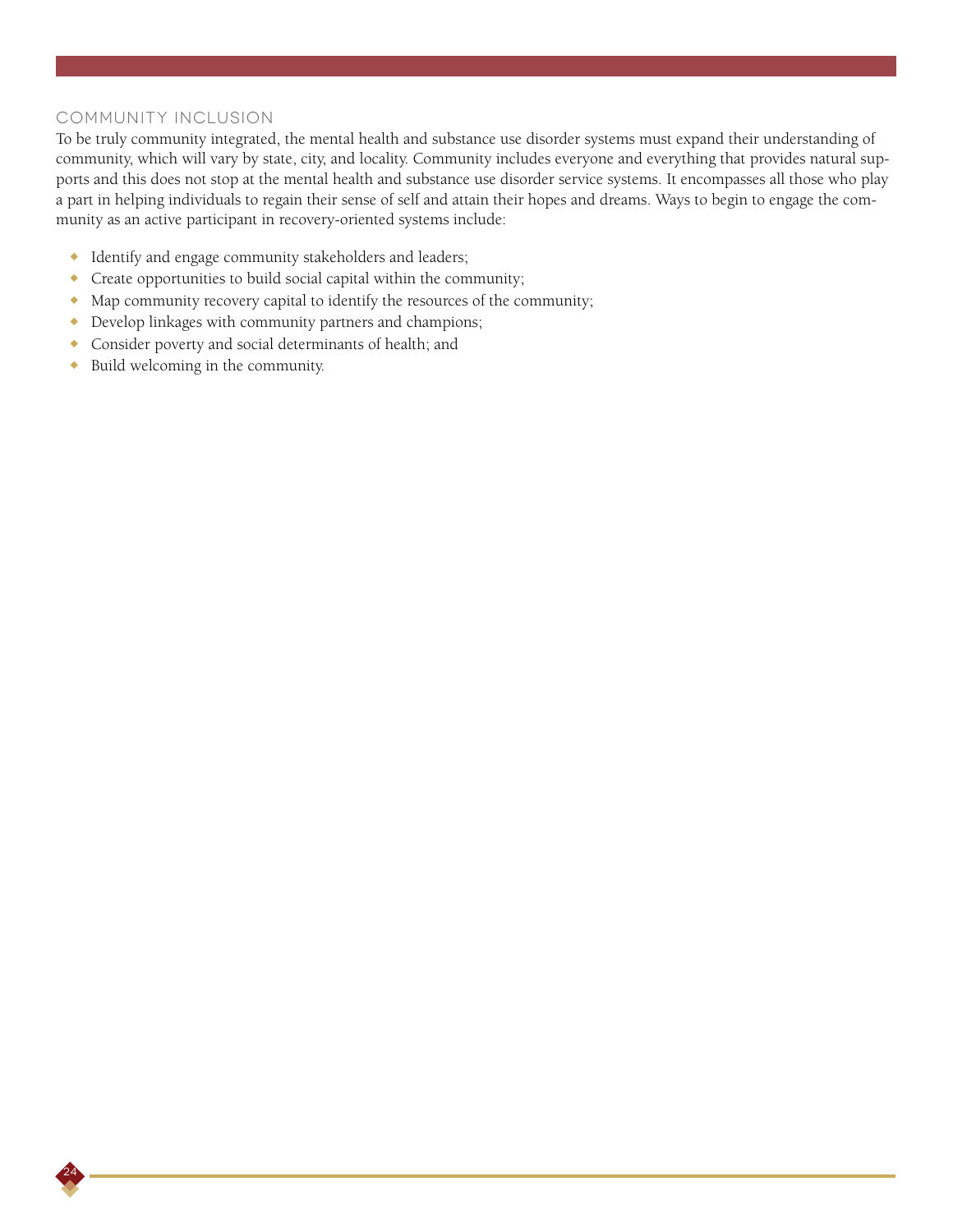## COMMUNITY INCLUSION

To be truly community integrated, the mental health and substance use disorder systems must expand their understanding of community, which will vary by state, city, and locality. Community includes everyone and everything that provides natural supports and this does not stop at the mental health and substance use disorder service systems. It encompasses all those who play a part in helping individuals to regain their sense of self and attain their hopes and dreams. Ways to begin to engage the community as an active participant in recovery-oriented systems include:

- Identify and engage community stakeholders and leaders;
- Create opportunities to build social capital within the community;
- Map community recovery capital to identify the resources of the community;
- Develop linkages with community partners and champions;
- Consider poverty and social determinants of health; and
- Build welcoming in the community.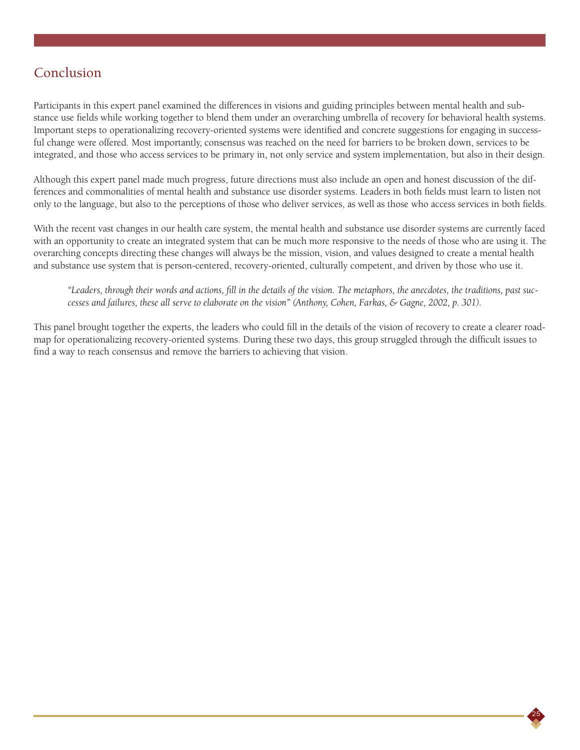## Conclusion

Participants in this expert panel examined the differences in visions and guiding principles between mental health and substance use fields while working together to blend them under an overarching umbrella of recovery for behavioral health systems. Important steps to operationalizing recovery-oriented systems were identified and concrete suggestions for engaging in successful change were offered. Most importantly, consensus was reached on the need for barriers to be broken down, services to be integrated, and those who access services to be primary in, not only service and system implementation, but also in their design.

Although this expert panel made much progress, future directions must also include an open and honest discussion of the differences and commonalities of mental health and substance use disorder systems. Leaders in both fields must learn to listen not only to the language, but also to the perceptions of those who deliver services, as well as those who access services in both fields.

With the recent vast changes in our health care system, the mental health and substance use disorder systems are currently faced with an opportunity to create an integrated system that can be much more responsive to the needs of those who are using it. The overarching concepts directing these changes will always be the mission, vision, and values designed to create a mental health and substance use system that is person-centered, recovery-oriented, culturally competent, and driven by those who use it.

> *"Leaders, through their words and actions, fill in the details of the vision. The metaphors, the anecdotes, the traditions, past successes and failures, these all serve to elaborate on the vision" (Anthony, Cohen, Farkas, & Gagne, 2002, p. 301).*

This panel brought together the experts, the leaders who could fill in the details of the vision of recovery to create a clearer roadmap for operationalizing recovery-oriented systems. During these two days, this group struggled through the difficult issues to find a way to reach consensus and remove the barriers to achieving that vision.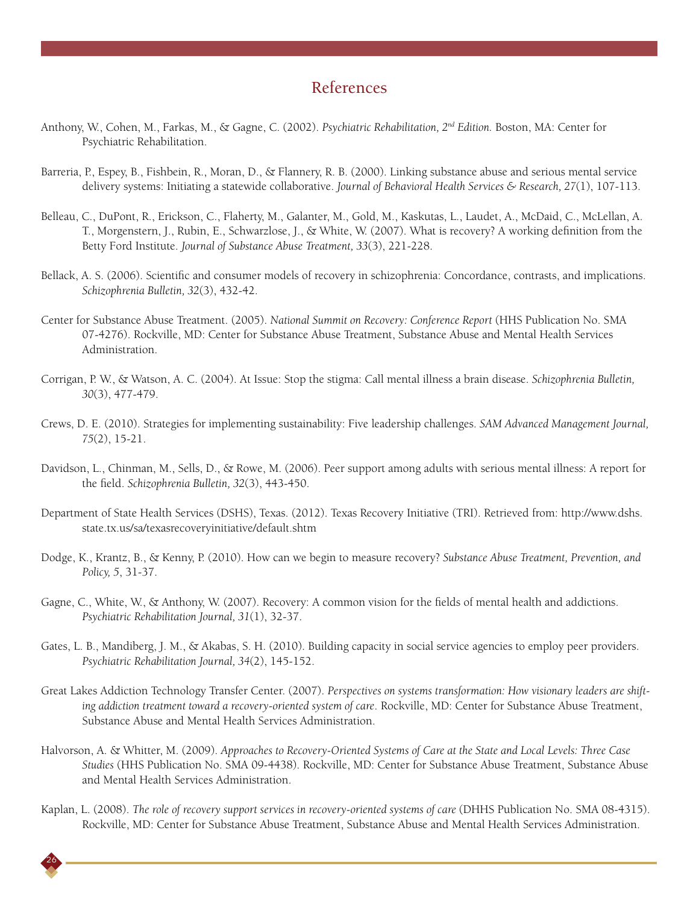# References

Anthony, W., Cohen, M., Farkas, M., & Gagne, C. (2002). *Psychiatric Rehabilitation, 2nd Edition.* Boston, MA: Center for Psychiatric Rehabilitation.

Barreria, P., Espey, B., Fishbein, R., Moran, D., & Flannery, R. B. (2000). Linking substance abuse and serious mental service delivery systems: Initiating a statewide collaborative. *Journal of Behavioral Health Services & Research, 27*(1), 107-113.

Belleau, C., DuPont, R., Erickson, C., Flaherty, M., Galanter, M., Gold, M., Kaskutas, L., Laudet, A., McDaid, C., McLellan, A. T., Morgenstern, J., Rubin, E., Schwarzlose, J., & White, W. (2007). What is recovery? A working definition from the Betty Ford Institute. *Journal of Substance Abuse Treatment, 33*(3), 221-228.

Bellack, A. S. (2006). Scientific and consumer models of recovery in schizophrenia: Concordance, contrasts, and implications. *Schizophrenia Bulletin, 32*(3), 432-42.

Center for Substance Abuse Treatment. (2005). *National Summit on Recovery: Conference Report* (HHS Publication No. SMA 07-4276). Rockville, MD: Center for Substance Abuse Treatment, Substance Abuse and Mental Health Services Administration.

Corrigan, P. W., & Watson, A. C. (2004). At Issue: Stop the stigma: Call mental illness a brain disease. *Schizophrenia Bulletin, 30*(3), 477-479.

Crews, D. E. (2010). Strategies for implementing sustainability: Five leadership challenges. *SAM Advanced Management Journal, 75*(2), 15-21.

Davidson, L., Chinman, M., Sells, D., & Rowe, M. (2006). Peer support among adults with serious mental illness: A report for the field. *Schizophrenia Bulletin, 32*(3), 443-450.

Department of State Health Services (DSHS), Texas. (2012). Texas Recovery Initiative (TRI). Retrieved from: http://www.dshs.state.tx.us/sa/texasrecoveryinitiative/default.shtm

Dodge, K., Krantz, B., & Kenny, P. (2010). How can we begin to measure recovery? *Substance Abuse Treatment, Prevention, and Policy, 5*, 31-37.

Gagne, C., White, W., & Anthony, W. (2007). Recovery: A common vision for the fields of mental health and addictions. *Psychiatric Rehabilitation Journal, 31*(1), 32-37.

Gates, L. B., Mandiberg, J. M., & Akabas, S. H. (2010). Building capacity in social service agencies to employ peer providers. *Psychiatric Rehabilitation Journal, 34*(2), 145-152.

Great Lakes Addiction Technology Transfer Center. (2007). *Perspectives on systems transformation: How visionary leaders are shifting addiction treatment toward a recovery-oriented system of care*. Rockville, MD: Center for Substance Abuse Treatment, Substance Abuse and Mental Health Services Administration.

Halvorson, A. & Whitter, M. (2009). *Approaches to Recovery-Oriented Systems of Care at the State and Local Levels: Three Case Studies* (HHS Publication No. SMA 09-4438). Rockville, MD: Center for Substance Abuse Treatment, Substance Abuse and Mental Health Services Administration.

Kaplan, L. (2008). *The role of recovery support services in recovery-oriented systems of care* (DHHS Publication No. SMA 08-4315). Rockville, MD: Center for Substance Abuse Treatment, Substance Abuse and Mental Health Services Administration.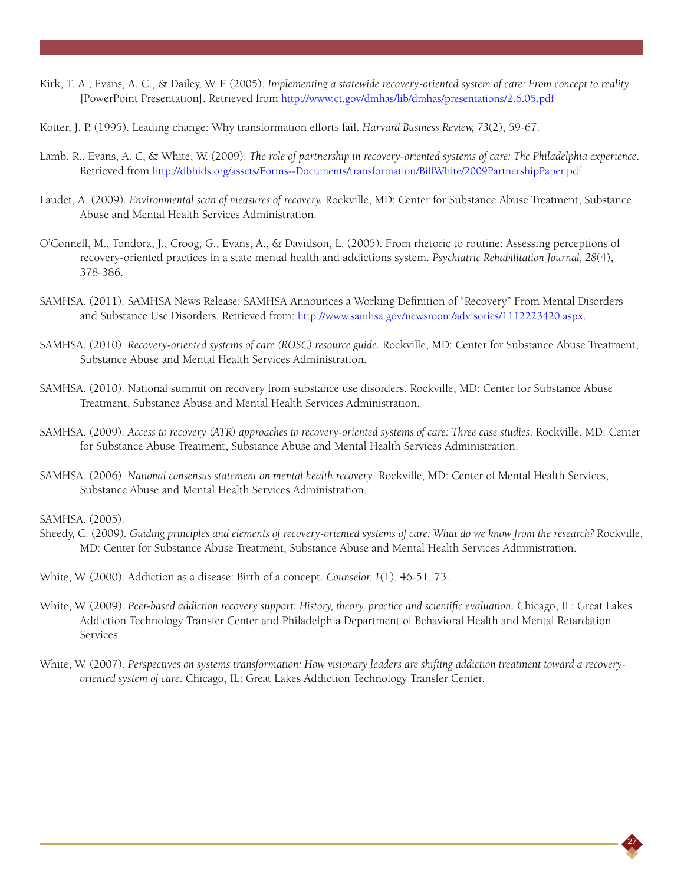Kirk, T. A., Evans, A. C., & Dailey, W. F. (2005). *Implementing a statewide recovery-oriented system of care: From concept to reality* [PowerPoint Presentation]. Retrieved from http://www.ct.gov/dmhas/lib/dmhas/presentations/2.6.05.pdf

Kotter, J. P. (1995). Leading change: Why transformation efforts fail. *Harvard Business Review, 73*(2), 59-67.

Lamb, R., Evans, A. C, & White, W. (2009). *The role of partnership in recovery-oriented systems of care: The Philadelphia experience*. Retrieved from http://dbhids.org/assets/Forms--Documents/transformation/BillWhite/2009PartnershipPaper.pdf

Laudet, A. (2009). *Environmental scan of measures of recovery.* Rockville, MD: Center for Substance Abuse Treatment, Substance Abuse and Mental Health Services Administration.

O'Connell, M., Tondora, J., Croog, G., Evans, A., & Davidson, L. (2005). From rhetoric to routine: Assessing perceptions of recovery-oriented practices in a state mental health and addictions system. *Psychiatric Rehabilitation Journal, 28*(4), 378-386.

SAMHSA. (2011). SAMHSA News Release: SAMHSA Announces a Working Definition of "Recovery" From Mental Disorders and Substance Use Disorders. Retrieved from: http://www.samhsa.gov/newsroom/advisories/1112223420.aspx.

SAMHSA. (2010). *Recovery-oriented systems of care (ROSC) resource guide.* Rockville, MD: Center for Substance Abuse Treatment, Substance Abuse and Mental Health Services Administration.

SAMHSA. (2010). National summit on recovery from substance use disorders. Rockville, MD: Center for Substance Abuse Treatment, Substance Abuse and Mental Health Services Administration.

SAMHSA. (2009). *Access to recovery (ATR) approaches to recovery-oriented systems of care: Three case studies*. Rockville, MD: Center for Substance Abuse Treatment, Substance Abuse and Mental Health Services Administration.

SAMHSA. (2006). *National consensus statement on mental health recovery*. Rockville, MD: Center of Mental Health Services, Substance Abuse and Mental Health Services Administration.

SAMHSA. (2005).

Sheedy, C. (2009). *Guiding principles and elements of recovery-oriented systems of care: What do we know from the research?* Rockville, MD: Center for Substance Abuse Treatment, Substance Abuse and Mental Health Services Administration.

White, W. (2000). Addiction as a disease: Birth of a concept. *Counselor, 1*(1), 46-51, 73.

White, W. (2009). *Peer-based addiction recovery support: History, theory, practice and scientific evaluation*. Chicago, IL: Great Lakes Addiction Technology Transfer Center and Philadelphia Department of Behavioral Health and Mental Retardation Services.

White, W. (2007). *Perspectives on systems transformation: How visionary leaders are shifting addiction treatment toward a recovery-oriented system of care*. Chicago, IL: Great Lakes Addiction Technology Transfer Center.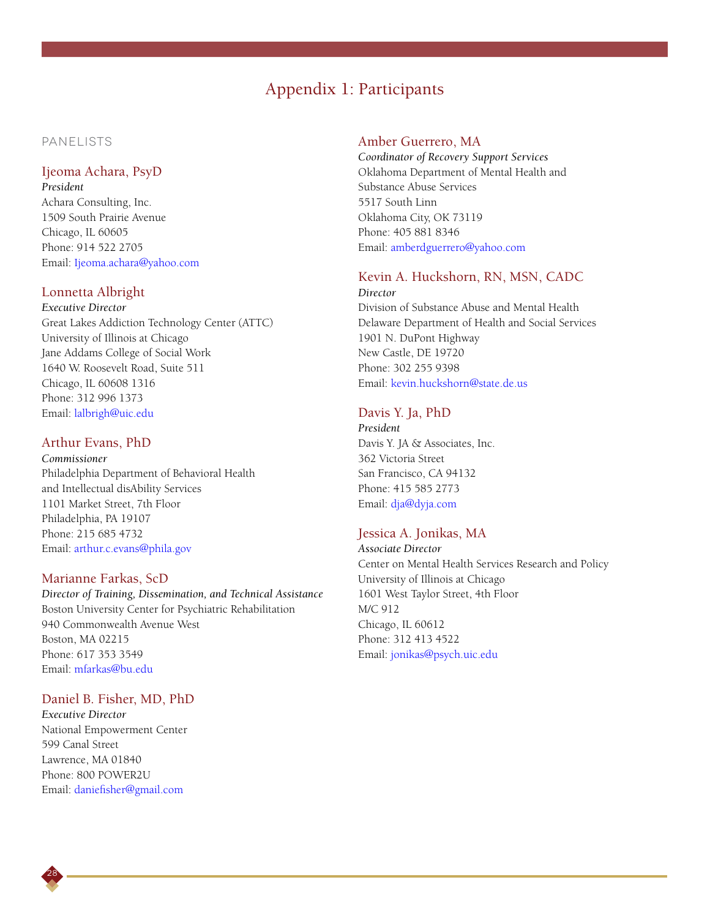# Appendix 1: Participants

## PANELISTS

### Ijeoma Achara, PsyD

*President*
Achara Consulting, Inc.
1509 South Prairie Avenue
Chicago, IL 60605
Phone: 914 522 2705
Email: Ijeoma.achara@yahoo.com

### Lonnetta Albright

*Executive Director*
Great Lakes Addiction Technology Center (ATTC)
University of Illinois at Chicago
Jane Addams College of Social Work
1640 W. Roosevelt Road, Suite 511
Chicago, IL 60608 1316
Phone: 312 996 1373
Email: lalbrigh@uic.edu

### Arthur Evans, PhD

*Commissioner*
Philadelphia Department of Behavioral Health
and Intellectual disAbility Services
1101 Market Street, 7th Floor
Philadelphia, PA 19107
Phone: 215 685 4732
Email: arthur.c.evans@phila.gov

### Marianne Farkas, ScD

*Director of Training, Dissemination, and Technical Assistance*
Boston University Center for Psychiatric Rehabilitation
940 Commonwealth Avenue West
Boston, MA 02215
Phone: 617 353 3549
Email: mfarkas@bu.edu

### Daniel B. Fisher, MD, PhD

*Executive Director*
National Empowerment Center
599 Canal Street
Lawrence, MA 01840
Phone: 800 POWER2U
Email: daniefisher@gmail.com

### Amber Guerrero, MA

*Coordinator of Recovery Support Services*
Oklahoma Department of Mental Health and
Substance Abuse Services
5517 South Linn
Oklahoma City, OK 73119
Phone: 405 881 8346
Email: amberdguerrero@yahoo.com

### Kevin A. Huckshorn, RN, MSN, CADC

*Director*
Division of Substance Abuse and Mental Health
Delaware Department of Health and Social Services
1901 N. DuPont Highway
New Castle, DE 19720
Phone: 302 255 9398
Email: kevin.huckshorn@state.de.us

### Davis Y. Ja, PhD

*President*
Davis Y. JA & Associates, Inc.
362 Victoria Street
San Francisco, CA 94132
Phone: 415 585 2773
Email: dja@dyja.com

### Jessica A. Jonikas, MA

*Associate Director*
Center on Mental Health Services Research and Policy
University of Illinois at Chicago
1601 West Taylor Street, 4th Floor
M/C 912
Chicago, IL 60612
Phone: 312 413 4522
Email: jonikas@psych.uic.edu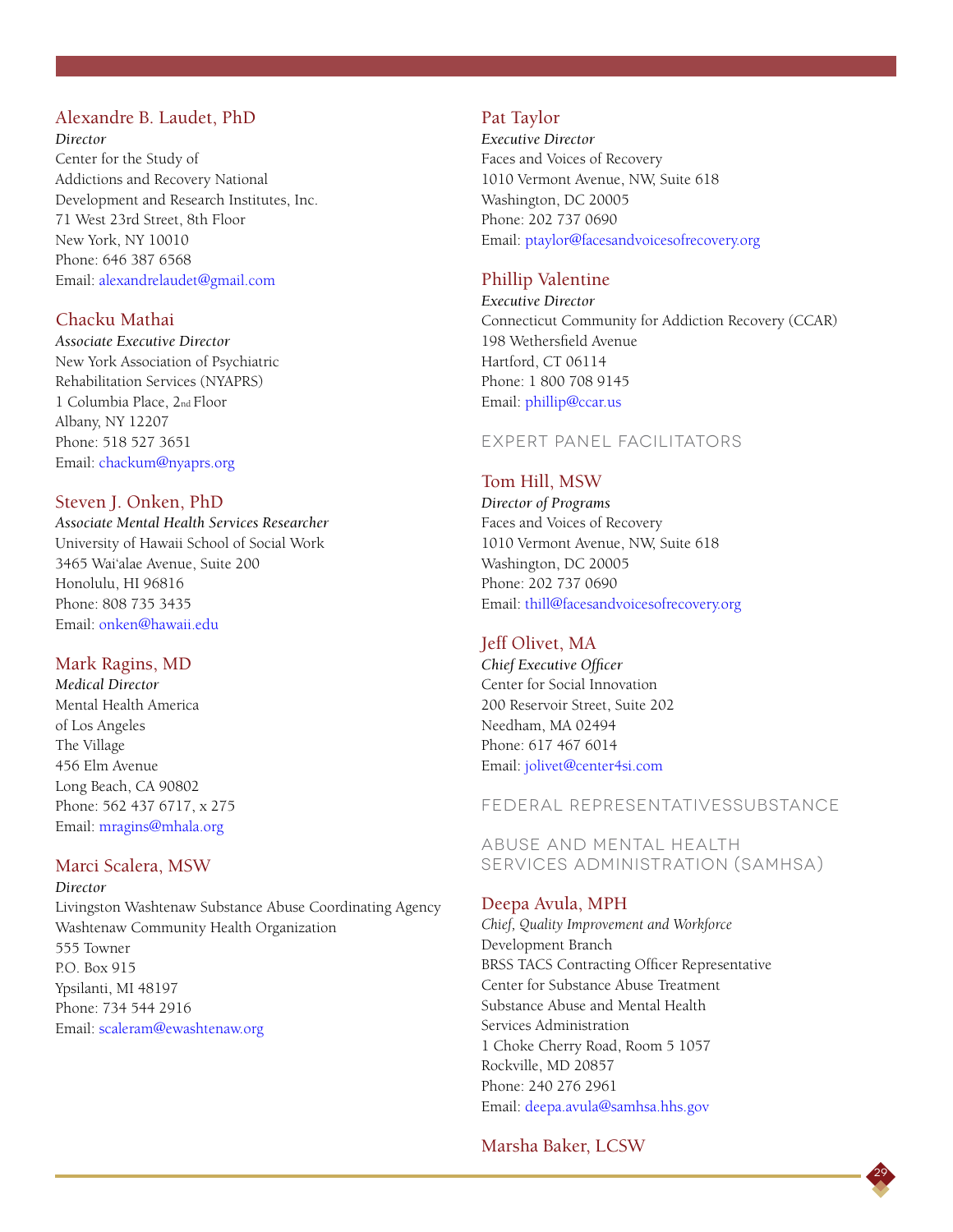### Alexandre B. Laudet, PhD

*Director*
Center for the Study of
Addictions and Recovery National
Development and Research Institutes, Inc.
71 West 23rd Street, 8th Floor
New York, NY 10010
Phone: 646 387 6568
Email: alexandrelaudet@gmail.com

### Chacku Mathai

*Associate Executive Director*
New York Association of Psychiatric
Rehabilitation Services (NYAPRS)
1 Columbia Place, 2nd Floor
Albany, NY 12207
Phone: 518 527 3651
Email: chackum@nyaprs.org

### Steven J. Onken, PhD

*Associate Mental Health Services Researcher*
University of Hawaii School of Social Work
3465 Wai'alae Avenue, Suite 200
Honolulu, HI 96816
Phone: 808 735 3435
Email: onken@hawaii.edu

### Mark Ragins, MD

*Medical Director*
Mental Health America
of Los Angeles
The Village
456 Elm Avenue
Long Beach, CA 90802
Phone: 562 437 6717, x 275
Email: mragins@mhala.org

### Marci Scalera, MSW

*Director*
Livingston Washtenaw Substance Abuse Coordinating Agency
Washtenaw Community Health Organization
555 Towner
P.O. Box 915
Ypsilanti, MI 48197
Phone: 734 544 2916
Email: scaleram@ewashtenaw.org

### Pat Taylor

*Executive Director*
Faces and Voices of Recovery
1010 Vermont Avenue, NW, Suite 618
Washington, DC 20005
Phone: 202 737 0690
Email: ptaylor@facesandvoicesofrecovery.org

### Phillip Valentine

*Executive Director*
Connecticut Community for Addiction Recovery (CCAR)
198 Wethersfield Avenue
Hartford, CT 06114
Phone: 1 800 708 9145
Email: phillip@ccar.us

## Expert Panel Facilitators

### Tom Hill, MSW

*Director of Programs*
Faces and Voices of Recovery
1010 Vermont Avenue, NW, Suite 618
Washington, DC 20005
Phone: 202 737 0690
Email: thill@facesandvoicesofrecovery.org

### Jeff Olivet, MA

*Chief Executive Officer*
Center for Social Innovation
200 Reservoir Street, Suite 202
Needham, MA 02494
Phone: 617 467 6014
Email: jolivet@center4si.com

## Federal RepresentativesSubstance

## Abuse and Mental Health Services Administration (SAMHSA)

### Deepa Avula, MPH

*Chief, Quality Improvement and Workforce*
Development Branch
BRSS TACS Contracting Officer Representative
Center for Substance Abuse Treatment
Substance Abuse and Mental Health
Services Administration
1 Choke Cherry Road, Room 5 1057
Rockville, MD 20857
Phone: 240 276 2961
Email: deepa.avula@samhsa.hhs.gov

### Marsha Baker, LCSW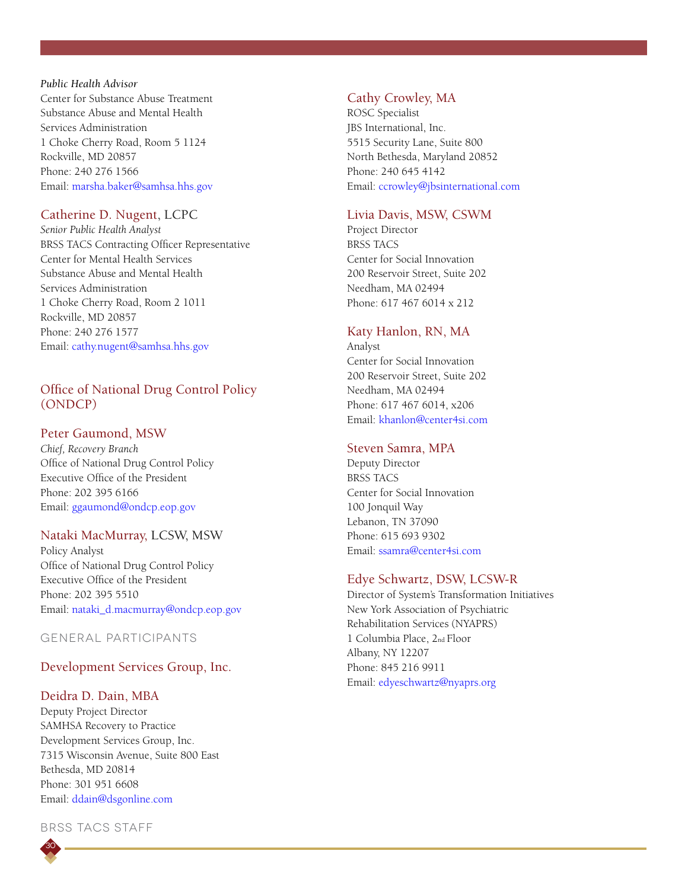*Public Health Advisor*
Center for Substance Abuse Treatment
Substance Abuse and Mental Health
Services Administration
1 Choke Cherry Road, Room 5 1124
Rockville, MD 20857
Phone: 240 276 1566
Email: marsha.baker@samhsa.hhs.gov

### Catherine D. Nugent, LCPC

*Senior Public Health Analyst*
BRSS TACS Contracting Officer Representative
Center for Mental Health Services
Substance Abuse and Mental Health
Services Administration
1 Choke Cherry Road, Room 2 1011
Rockville, MD 20857
Phone: 240 276 1577
Email: cathy.nugent@samhsa.hhs.gov

## Office of National Drug Control Policy (ONDCP)

### Peter Gaumond, MSW

*Chief, Recovery Branch*
Office of National Drug Control Policy
Executive Office of the President
Phone: 202 395 6166
Email: ggaumond@ondcp.eop.gov

### Nataki MacMurray, LCSW, MSW

Policy Analyst
Office of National Drug Control Policy
Executive Office of the President
Phone: 202 395 5510
Email: nataki_d.macmurray@ondcp.eop.gov

## GENERAL PARTICIPANTS

## Development Services Group, Inc.

### Deidra D. Dain, MBA

Deputy Project Director
SAMHSA Recovery to Practice
Development Services Group, Inc.
7315 Wisconsin Avenue, Suite 800 East
Bethesda, MD 20814
Phone: 301 951 6608
Email: ddain@dsgonline.com

## BRSS TACS STAFF

### Cathy Crowley, MA

ROSC Specialist
JBS International, Inc.
5515 Security Lane, Suite 800
North Bethesda, Maryland 20852
Phone: 240 645 4142
Email: ccrowley@jbsinternational.com

### Livia Davis, MSW, CSWM

Project Director
BRSS TACS
Center for Social Innovation
200 Reservoir Street, Suite 202
Needham, MA 02494
Phone: 617 467 6014 x 212

### Katy Hanlon, RN, MA

Analyst
Center for Social Innovation
200 Reservoir Street, Suite 202
Needham, MA 02494
Phone: 617 467 6014, x206
Email: khanlon@center4si.com

### Steven Samra, MPA

Deputy Director
BRSS TACS
Center for Social Innovation
100 Jonquil Way
Lebanon, TN 37090
Phone: 615 693 9302
Email: ssamra@center4si.com

### Edye Schwartz, DSW, LCSW-R

Director of System's Transformation Initiatives
New York Association of Psychiatric
Rehabilitation Services (NYAPRS)
1 Columbia Place, 2nd Floor
Albany, NY 12207
Phone: 845 216 9911
Email: edyeschwartz@nyaprs.org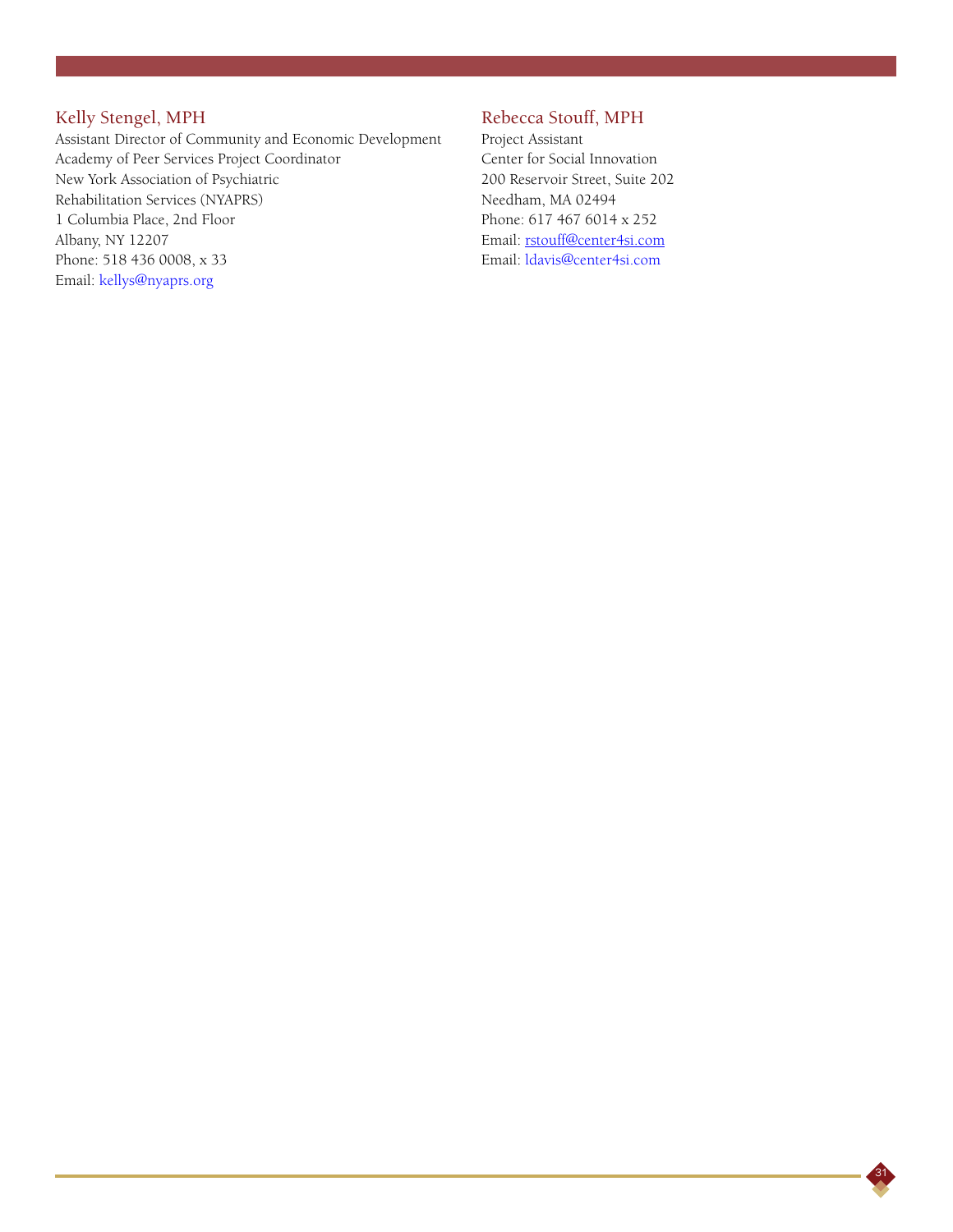### Kelly Stengel, MPH

Assistant Director of Community and Economic Development
Academy of Peer Services Project Coordinator
New York Association of Psychiatric
Rehabilitation Services (NYAPRS)
1 Columbia Place, 2nd Floor
Albany, NY 12207
Phone: 518 436 0008, x 33
Email: kellys@nyaprs.org

### Rebecca Stouff, MPH

Project Assistant
Center for Social Innovation
200 Reservoir Street, Suite 202
Needham, MA 02494
Phone: 617 467 6014 x 252
Email: rstouff@center4si.com
Email: ldavis@center4si.com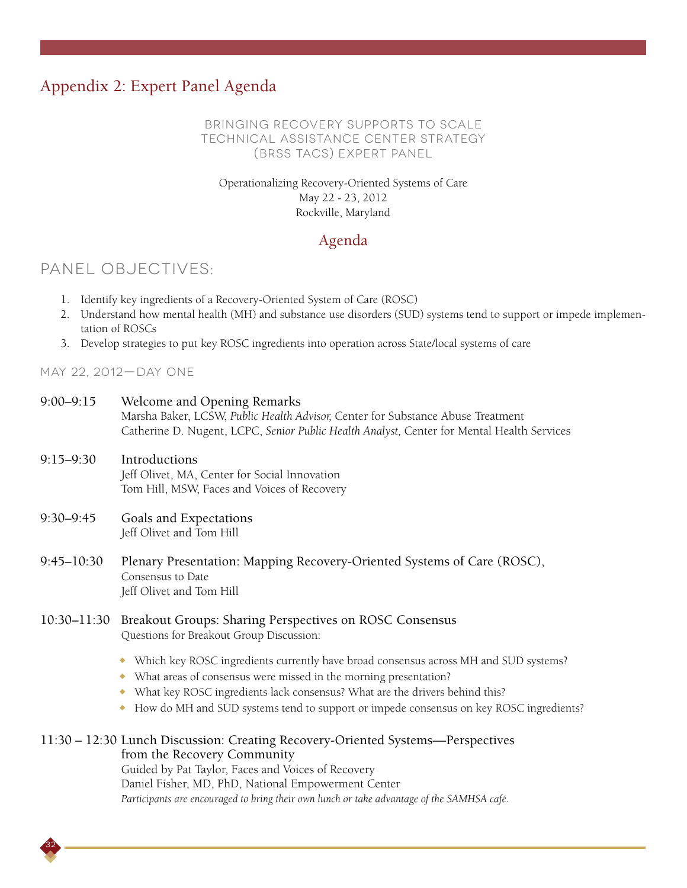## Appendix 2: Expert Panel Agenda

BRINGING RECOVERY SUPPORTS TO SCALE
TECHNICAL ASSISTANCE CENTER STRATEGY
(BRSS TACS) EXPERT PANEL

Operationalizing Recovery-Oriented Systems of Care
May 22 - 23, 2012
Rockville, Maryland

### Agenda

### PANEL OBJECTIVES:

1. Identify key ingredients of a Recovery-Oriented System of Care (ROSC)
2. Understand how mental health (MH) and substance use disorders (SUD) systems tend to support or impede implementation of ROSCs
3. Develop strategies to put key ROSC ingredients into operation across State/local systems of care

#### MAY 22, 2012—DAY ONE

**9:00–9:15** Welcome and Opening Remarks
Marsha Baker, LCSW, *Public Health Advisor,* Center for Substance Abuse Treatment
Catherine D. Nugent, LCPC, *Senior Public Health Analyst,* Center for Mental Health Services

**9:15–9:30** Introductions
Jeff Olivet, MA, Center for Social Innovation
Tom Hill, MSW, Faces and Voices of Recovery

**9:30–9:45** Goals and Expectations
Jeff Olivet and Tom Hill

**9:45–10:30** Plenary Presentation: Mapping Recovery-Oriented Systems of Care (ROSC), Consensus to Date
Jeff Olivet and Tom Hill

**10:30–11:30** Breakout Groups: Sharing Perspectives on ROSC Consensus
Questions for Breakout Group Discussion:

- Which key ROSC ingredients currently have broad consensus across MH and SUD systems?
- What areas of consensus were missed in the morning presentation?
- What key ROSC ingredients lack consensus? What are the drivers behind this?
- How do MH and SUD systems tend to support or impede consensus on key ROSC ingredients?

**11:30 – 12:30** Lunch Discussion: Creating Recovery-Oriented Systems—Perspectives from the Recovery Community
Guided by Pat Taylor, Faces and Voices of Recovery
Daniel Fisher, MD, PhD, National Empowerment Center
*Participants are encouraged to bring their own lunch or take advantage of the SAMHSA café.*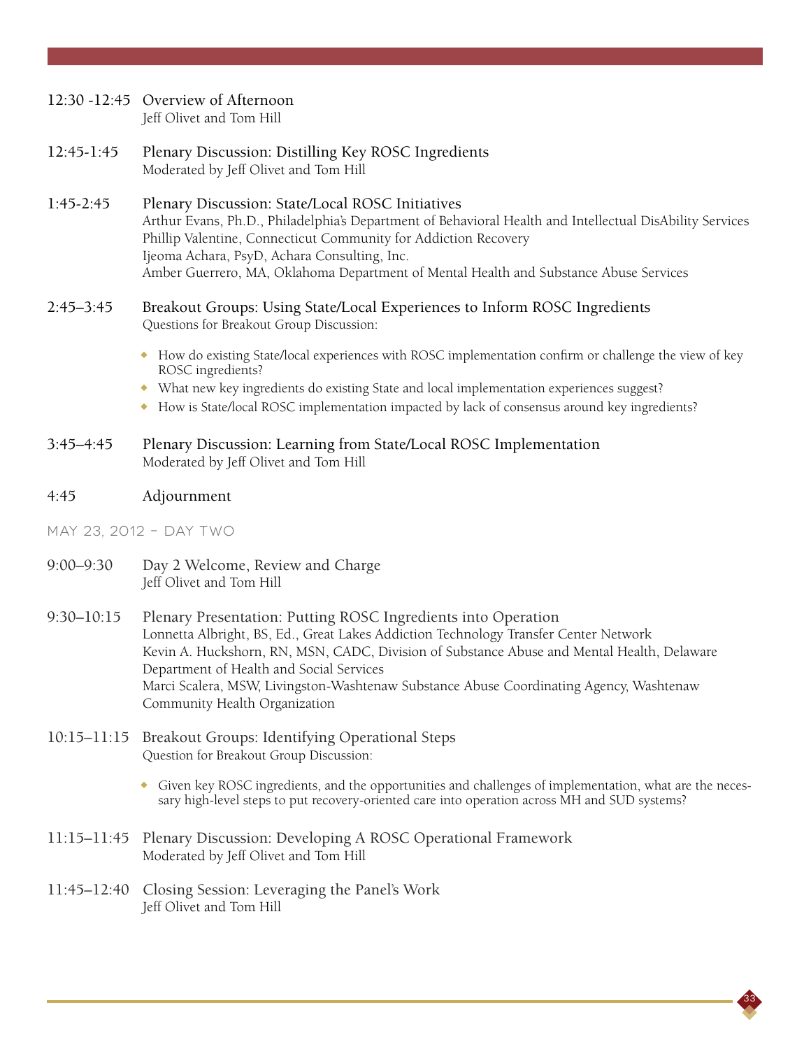12:30 -12:45 Overview of Afternoon
Jeff Olivet and Tom Hill

12:45-1:45 Plenary Discussion: Distilling Key ROSC Ingredients
Moderated by Jeff Olivet and Tom Hill

1:45-2:45 Plenary Discussion: State/Local ROSC Initiatives
Arthur Evans, Ph.D., Philadelphia's Department of Behavioral Health and Intellectual DisAbility Services
Phillip Valentine, Connecticut Community for Addiction Recovery
Ijeoma Achara, PsyD, Achara Consulting, Inc.
Amber Guerrero, MA, Oklahoma Department of Mental Health and Substance Abuse Services

2:45–3:45 Breakout Groups: Using State/Local Experiences to Inform ROSC Ingredients
Questions for Breakout Group Discussion:

- How do existing State/local experiences with ROSC implementation confirm or challenge the view of key ROSC ingredients?
- What new key ingredients do existing State and local implementation experiences suggest?
- How is State/local ROSC implementation impacted by lack of consensus around key ingredients?

3:45–4:45 Plenary Discussion: Learning from State/Local ROSC Implementation
Moderated by Jeff Olivet and Tom Hill

4:45 Adjournment

## MAY 23, 2012 – DAY TWO

9:00–9:30 Day 2 Welcome, Review and Charge
Jeff Olivet and Tom Hill

9:30–10:15 Plenary Presentation: Putting ROSC Ingredients into Operation
Lonnetta Albright, BS, Ed., Great Lakes Addiction Technology Transfer Center Network
Kevin A. Huckshorn, RN, MSN, CADC, Division of Substance Abuse and Mental Health, Delaware Department of Health and Social Services
Marci Scalera, MSW, Livingston-Washtenaw Substance Abuse Coordinating Agency, Washtenaw Community Health Organization

10:15–11:15 Breakout Groups: Identifying Operational Steps
Question for Breakout Group Discussion:

- Given key ROSC ingredients, and the opportunities and challenges of implementation, what are the necessary high-level steps to put recovery-oriented care into operation across MH and SUD systems?

11:15–11:45 Plenary Discussion: Developing A ROSC Operational Framework
Moderated by Jeff Olivet and Tom Hill

11:45–12:40 Closing Session: Leveraging the Panel's Work
Jeff Olivet and Tom Hill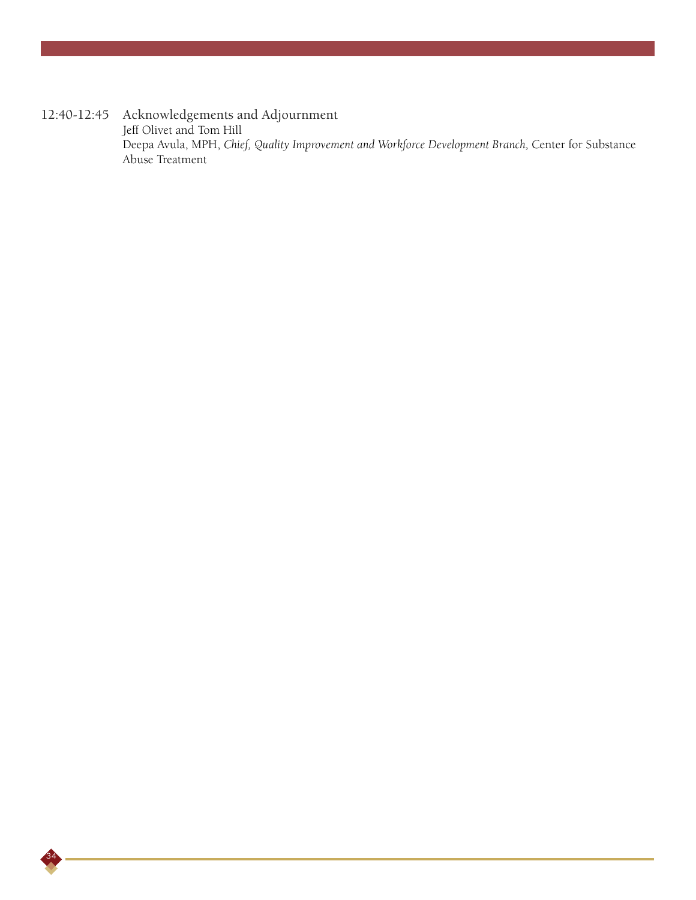12:40-12:45 Acknowledgements and Adjournment
Jeff Olivet and Tom Hill
Deepa Avula, MPH, *Chief, Quality Improvement and Workforce Development Branch,* Center for Substance Abuse Treatment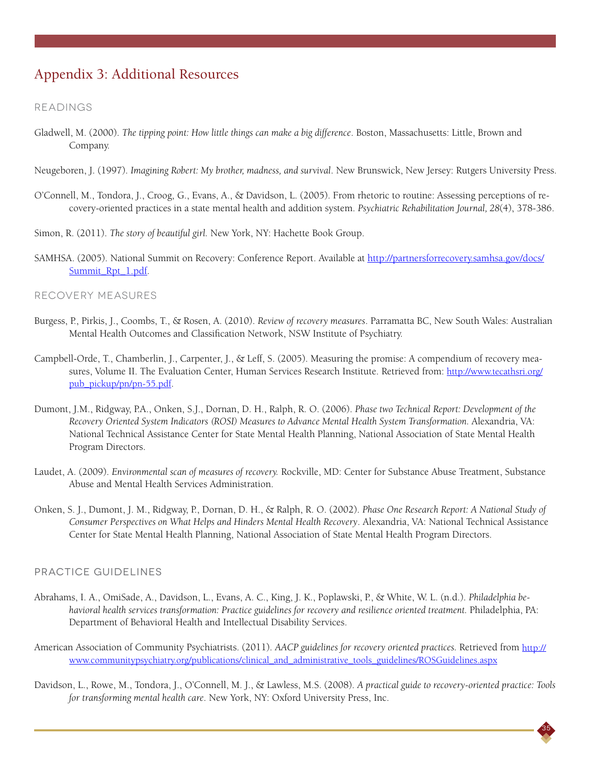# Appendix 3: Additional Resources

## READINGS

Gladwell, M. (2000). *The tipping point: How little things can make a big difference*. Boston, Massachusetts: Little, Brown and Company.

Neugeboren, J. (1997). *Imagining Robert: My brother, madness, and survival*. New Brunswick, New Jersey: Rutgers University Press.

O'Connell, M., Tondora, J., Croog, G., Evans, A., & Davidson, L. (2005). From rhetoric to routine: Assessing perceptions of recovery-oriented practices in a state mental health and addition system. *Psychiatric Rehabilitation Journal, 28*(4), 378-386.

Simon, R. (2011). *The story of beautiful girl.* New York, NY: Hachette Book Group.

SAMHSA. (2005). National Summit on Recovery: Conference Report. Available at http://partnersforrecovery.samhsa.gov/docs/Summit_Rpt_1.pdf.

## RECOVERY MEASURES

Burgess, P., Pirkis, J., Coombs, T., & Rosen, A. (2010). *Review of recovery measures*. Parramatta BC, New South Wales: Australian Mental Health Outcomes and Classification Network, NSW Institute of Psychiatry.

Campbell-Orde, T., Chamberlin, J., Carpenter, J., & Leff, S. (2005). Measuring the promise: A compendium of recovery measures, Volume II. The Evaluation Center, Human Services Research Institute. Retrieved from: http://www.tecathsri.org/pub_pickup/pn/pn-55.pdf.

Dumont, J.M., Ridgway, P.A., Onken, S.J., Dornan, D. H., Ralph, R. O. (2006). *Phase two Technical Report: Development of the Recovery Oriented System Indicators (ROSI) Measures to Advance Mental Health System Transformation.* Alexandria, VA: National Technical Assistance Center for State Mental Health Planning, National Association of State Mental Health Program Directors.

Laudet, A. (2009). *Environmental scan of measures of recovery.* Rockville, MD: Center for Substance Abuse Treatment, Substance Abuse and Mental Health Services Administration.

Onken, S. J., Dumont, J. M., Ridgway, P., Dornan, D. H., & Ralph, R. O. (2002). *Phase One Research Report: A National Study of Consumer Perspectives on What Helps and Hinders Mental Health Recovery*. Alexandria, VA: National Technical Assistance Center for State Mental Health Planning, National Association of State Mental Health Program Directors.

## PRACTICE GUIDELINES

Abrahams, I. A., OmiSade, A., Davidson, L., Evans, A. C., King, J. K., Poplawski, P., & White, W. L. (n.d.). *Philadelphia behavioral health services transformation: Practice guidelines for recovery and resilience oriented treatment.* Philadelphia, PA: Department of Behavioral Health and Intellectual Disability Services.

American Association of Community Psychiatrists. (2011). *AACP guidelines for recovery oriented practices.* Retrieved from http://www.communitypsychiatry.org/publications/clinical_and_administrative_tools_guidelines/ROSGuidelines.aspx

Davidson, L., Rowe, M., Tondora, J., O'Connell, M. J., & Lawless, M.S. (2008). *A practical guide to recovery-oriented practice: Tools for transforming mental health care*. New York, NY: Oxford University Press, Inc.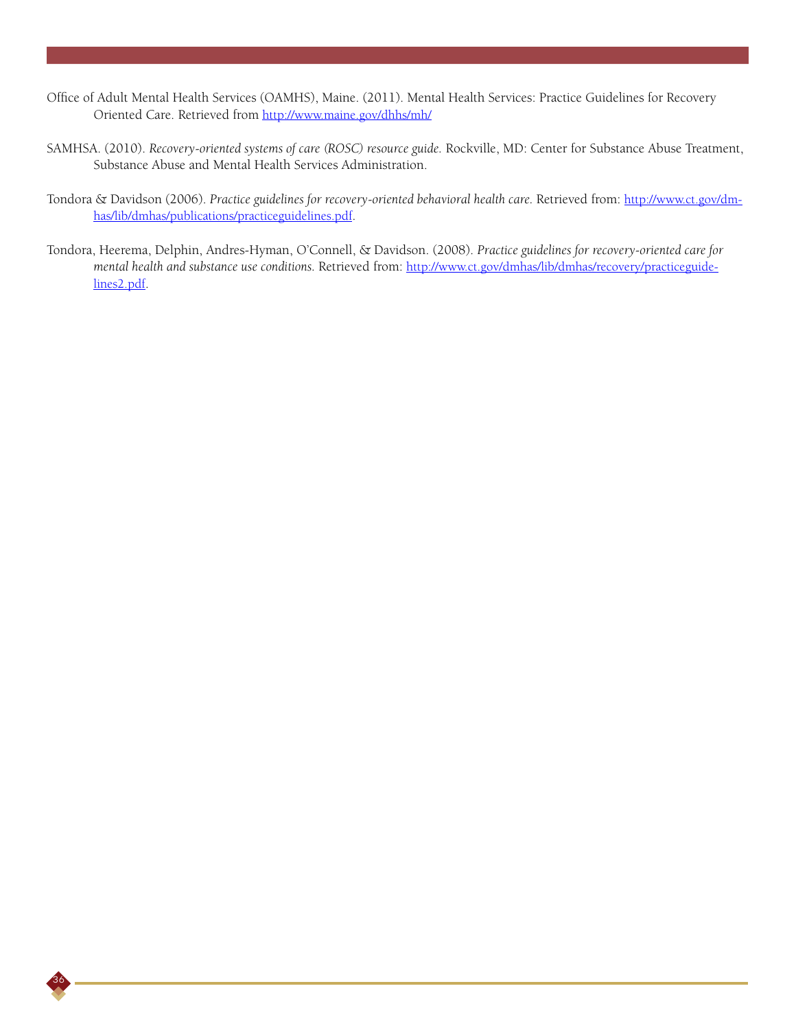Office of Adult Mental Health Services (OAMHS), Maine. (2011). Mental Health Services: Practice Guidelines for Recovery Oriented Care. Retrieved from http://www.maine.gov/dhhs/mh/

SAMHSA. (2010). *Recovery-oriented systems of care (ROSC) resource guide.* Rockville, MD: Center for Substance Abuse Treatment, Substance Abuse and Mental Health Services Administration.

Tondora & Davidson (2006). *Practice guidelines for recovery-oriented behavioral health care.* Retrieved from: http://www.ct.gov/dmhas/lib/dmhas/publications/practiceguidelines.pdf.

Tondora, Heerema, Delphin, Andres-Hyman, O'Connell, & Davidson. (2008). *Practice guidelines for recovery-oriented care for mental health and substance use conditions.* Retrieved from: http://www.ct.gov/dmhas/lib/dmhas/recovery/practiceguidelines2.pdf.